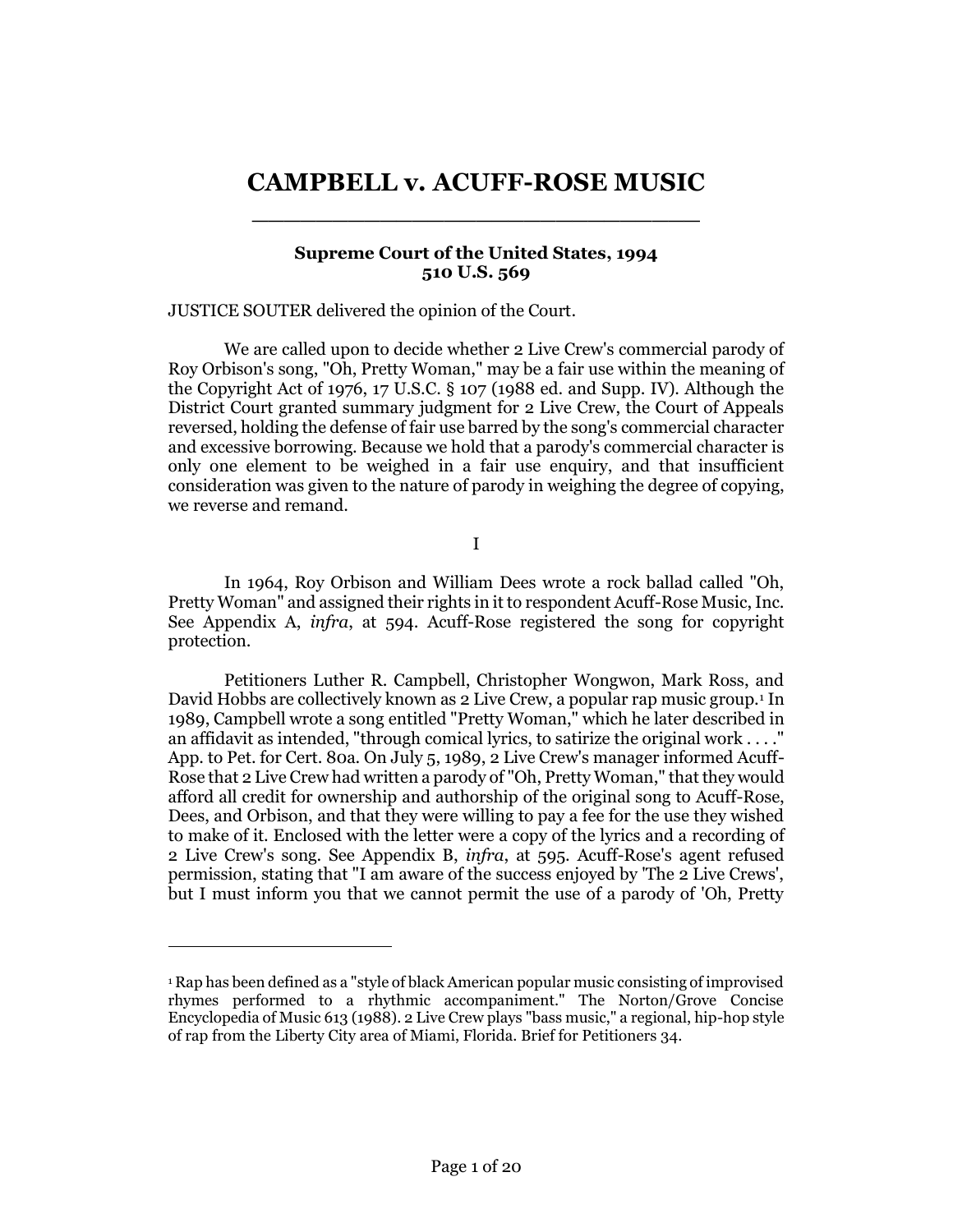# CAMPBELL v. ACUFF-ROSE MUSIC

**Supreme Court of the United States, 1994**
**510 U.S. 569**

JUSTICE SOUTER delivered the opinion of the Court.

We are called upon to decide whether 2 Live Crew's commercial parody of Roy Orbison's song, "Oh, Pretty Woman," may be a fair use within the meaning of the Copyright Act of 1976, 17 U.S.C. § 107 (1988 ed. and Supp. IV). Although the District Court granted summary judgment for 2 Live Crew, the Court of Appeals reversed, holding the defense of fair use barred by the song's commercial character and excessive borrowing. Because we hold that a parody's commercial character is only one element to be weighed in a fair use enquiry, and that insufficient consideration was given to the nature of parody in weighing the degree of copying, we reverse and remand.

I

In 1964, Roy Orbison and William Dees wrote a rock ballad called "Oh, Pretty Woman" and assigned their rights in it to respondent Acuff-Rose Music, Inc. See Appendix A, *infra*, at 594. Acuff-Rose registered the song for copyright protection.

Petitioners Luther R. Campbell, Christopher Wongwon, Mark Ross, and David Hobbs are collectively known as 2 Live Crew, a popular rap music group.[1] In 1989, Campbell wrote a song entitled "Pretty Woman," which he later described in an affidavit as intended, "through comical lyrics, to satirize the original work . . . ." App. to Pet. for Cert. 80a. On July 5, 1989, 2 Live Crew's manager informed Acuff-Rose that 2 Live Crew had written a parody of "Oh, Pretty Woman," that they would afford all credit for ownership and authorship of the original song to Acuff-Rose, Dees, and Orbison, and that they were willing to pay a fee for the use they wished to make of it. Enclosed with the letter were a copy of the lyrics and a recording of 2 Live Crew's song. See Appendix B, *infra*, at 595. Acuff-Rose's agent refused permission, stating that "I am aware of the success enjoyed by 'The 2 Live Crews', but I must inform you that we cannot permit the use of a parody of 'Oh, Pretty

---

[1] Rap has been defined as a "style of black American popular music consisting of improvised rhymes performed to a rhythmic accompaniment." The Norton/Grove Concise Encyclopedia of Music 613 (1988). 2 Live Crew plays "bass music," a regional, hip-hop style of rap from the Liberty City area of Miami, Florida. Brief for Petitioners 34.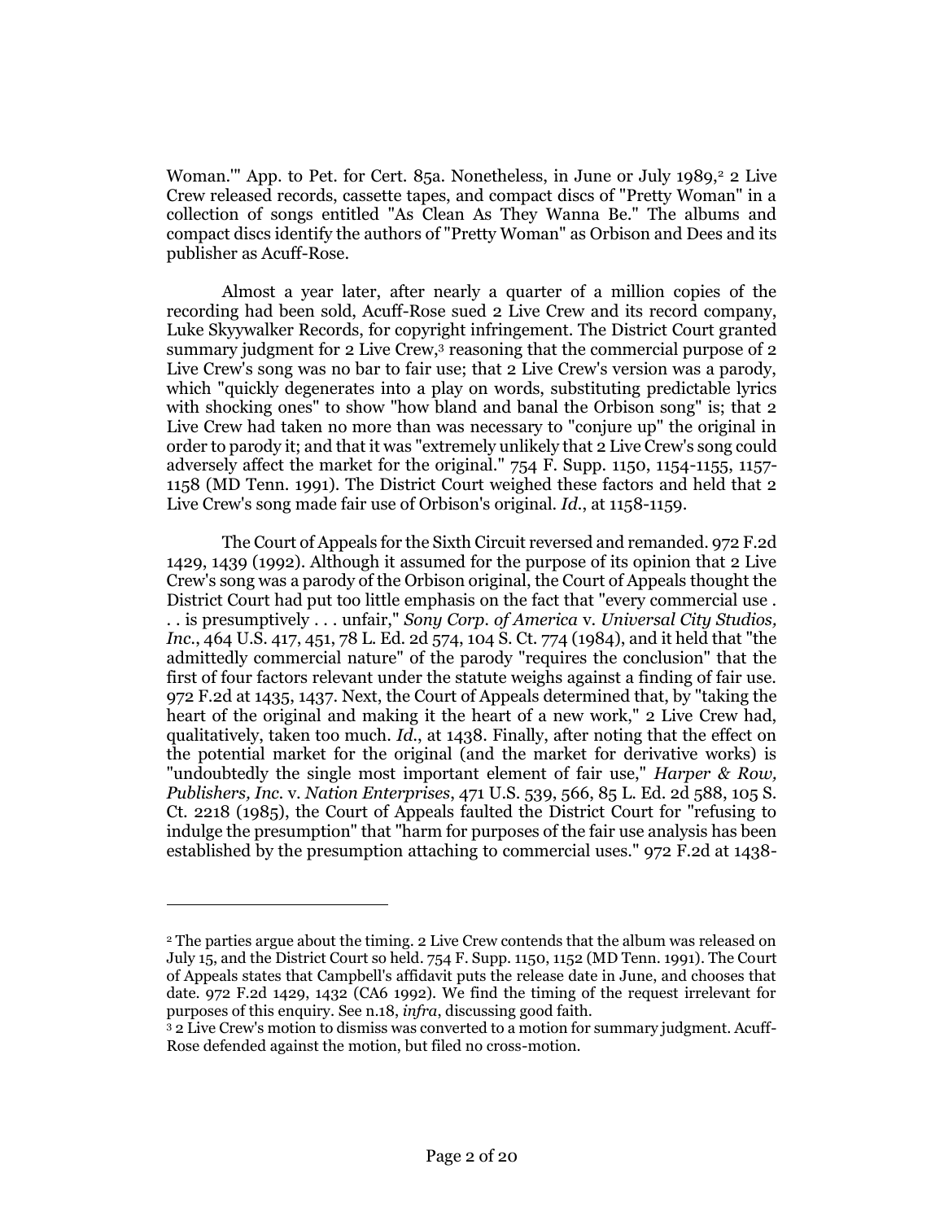Woman.'" App. to Pet. for Cert. 85a. Nonetheless, in June or July 1989,[2] 2 Live Crew released records, cassette tapes, and compact discs of "Pretty Woman" in a collection of songs entitled "As Clean As They Wanna Be." The albums and compact discs identify the authors of "Pretty Woman" as Orbison and Dees and its publisher as Acuff-Rose.

Almost a year later, after nearly a quarter of a million copies of the recording had been sold, Acuff-Rose sued 2 Live Crew and its record company, Luke Skyywalker Records, for copyright infringement. The District Court granted summary judgment for 2 Live Crew,[3] reasoning that the commercial purpose of 2 Live Crew's song was no bar to fair use; that 2 Live Crew's version was a parody, which "quickly degenerates into a play on words, substituting predictable lyrics with shocking ones" to show "how bland and banal the Orbison song" is; that 2 Live Crew had taken no more than was necessary to "conjure up" the original in order to parody it; and that it was "extremely unlikely that 2 Live Crew's song could adversely affect the market for the original." 754 F. Supp. 1150, 1154-1155, 1157-1158 (MD Tenn. 1991). The District Court weighed these factors and held that 2 Live Crew's song made fair use of Orbison's original. *Id.*, at 1158-1159.

The Court of Appeals for the Sixth Circuit reversed and remanded. 972 F.2d 1429, 1439 (1992). Although it assumed for the purpose of its opinion that 2 Live Crew's song was a parody of the Orbison original, the Court of Appeals thought the District Court had put too little emphasis on the fact that "every commercial use . . . is presumptively . . . unfair," *Sony Corp. of America* v. *Universal City Studios, Inc.*, 464 U.S. 417, 451, 78 L. Ed. 2d 574, 104 S. Ct. 774 (1984), and it held that "the admittedly commercial nature" of the parody "requires the conclusion" that the first of four factors relevant under the statute weighs against a finding of fair use. 972 F.2d at 1435, 1437. Next, the Court of Appeals determined that, by "taking the heart of the original and making it the heart of a new work," 2 Live Crew had, qualitatively, taken too much. *Id.*, at 1438. Finally, after noting that the effect on the potential market for the original (and the market for derivative works) is "undoubtedly the single most important element of fair use," *Harper & Row, Publishers, Inc.* v. *Nation Enterprises*, 471 U.S. 539, 566, 85 L. Ed. 2d 588, 105 S. Ct. 2218 (1985), the Court of Appeals faulted the District Court for "refusing to indulge the presumption" that "harm for purposes of the fair use analysis has been established by the presumption attaching to commercial uses." 972 F.2d at 1438-

---

[2] The parties argue about the timing. 2 Live Crew contends that the album was released on July 15, and the District Court so held. 754 F. Supp. 1150, 1152 (MD Tenn. 1991). The Court of Appeals states that Campbell's affidavit puts the release date in June, and chooses that date. 972 F.2d 1429, 1432 (CA6 1992). We find the timing of the request irrelevant for purposes of this enquiry. See n.18, *infra*, discussing good faith.

[3] 2 Live Crew's motion to dismiss was converted to a motion for summary judgment. Acuff-Rose defended against the motion, but filed no cross-motion.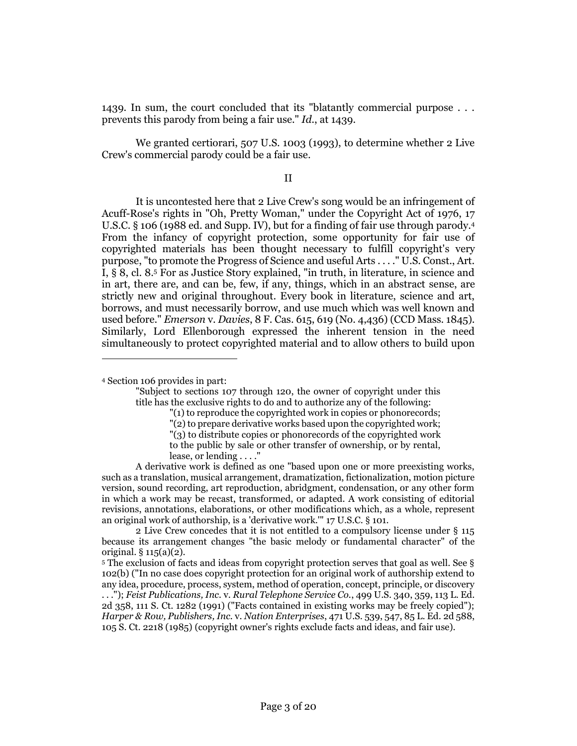1439. In sum, the court concluded that its "blatantly commercial purpose . . . prevents this parody from being a fair use." *Id*., at 1439.

We granted certiorari, 507 U.S. 1003 (1993), to determine whether 2 Live Crew's commercial parody could be a fair use.

## II

It is uncontested here that 2 Live Crew's song would be an infringement of Acuff-Rose's rights in "Oh, Pretty Woman," under the Copyright Act of 1976, 17 U.S.C. § 106 (1988 ed. and Supp. IV), but for a finding of fair use through parody.[4] From the infancy of copyright protection, some opportunity for fair use of copyrighted materials has been thought necessary to fulfill copyright's very purpose, "to promote the Progress of Science and useful Arts . . . ." U.S. Const., Art. I, § 8, cl. 8.[5] For as Justice Story explained, "in truth, in literature, in science and in art, there are, and can be, few, if any, things, which in an abstract sense, are strictly new and original throughout. Every book in literature, science and art, borrows, and must necessarily borrow, and use much which was well known and used before." *Emerson* v. *Davies*, 8 F. Cas. 615, 619 (No. 4,436) (CCD Mass. 1845). Similarly, Lord Ellenborough expressed the inherent tension in the need simultaneously to protect copyrighted material and to allow others to build upon

---

[4] Section 106 provides in part:

> "Subject to sections 107 through 120, the owner of copyright under this title has the exclusive rights to do and to authorize any of the following:
>
> "(1) to reproduce the copyrighted work in copies or phonorecords;
>
> "(2) to prepare derivative works based upon the copyrighted work;
>
> "(3) to distribute copies or phonorecords of the copyrighted work to the public by sale or other transfer of ownership, or by rental, lease, or lending . . . ."

A derivative work is defined as one "based upon one or more preexisting works, such as a translation, musical arrangement, dramatization, fictionalization, motion picture version, sound recording, art reproduction, abridgment, condensation, or any other form in which a work may be recast, transformed, or adapted. A work consisting of editorial revisions, annotations, elaborations, or other modifications which, as a whole, represent an original work of authorship, is a 'derivative work.'" 17 U.S.C. § 101.

2 Live Crew concedes that it is not entitled to a compulsory license under § 115 because its arrangement changes "the basic melody or fundamental character" of the original. § 115(a)(2).

[5] The exclusion of facts and ideas from copyright protection serves that goal as well. See § 102(b) ("In no case does copyright protection for an original work of authorship extend to any idea, procedure, process, system, method of operation, concept, principle, or discovery . . ."); *Feist Publications, Inc.* v. *Rural Telephone Service Co.*, 499 U.S. 340, 359, 113 L. Ed. 2d 358, 111 S. Ct. 1282 (1991) ("Facts contained in existing works may be freely copied"); *Harper & Row, Publishers, Inc.* v. *Nation Enterprises*, 471 U.S. 539, 547, 85 L. Ed. 2d 588, 105 S. Ct. 2218 (1985) (copyright owner's rights exclude facts and ideas, and fair use).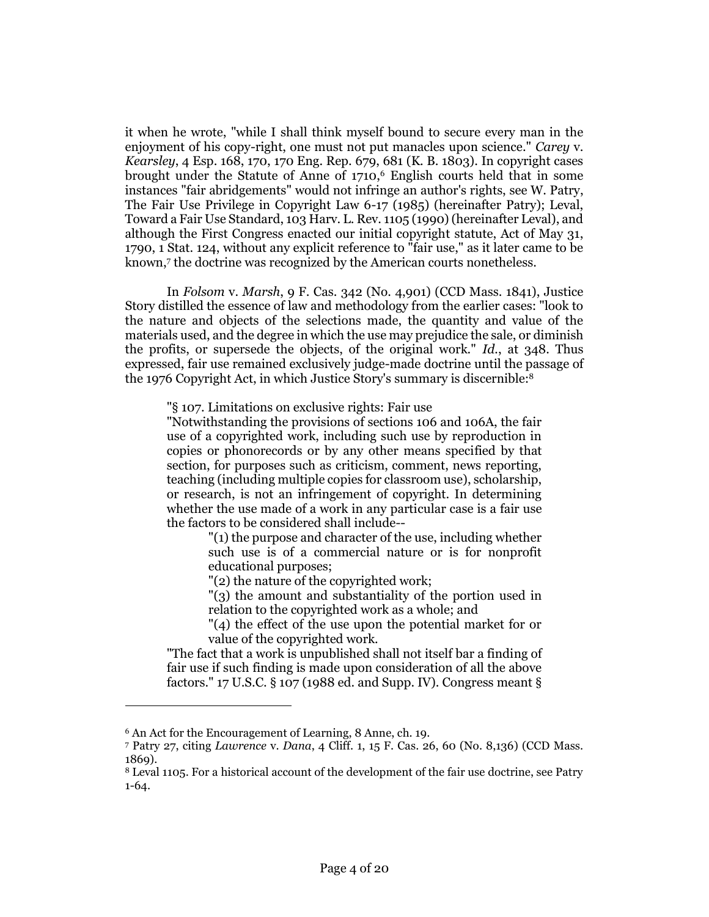it when he wrote, "while I shall think myself bound to secure every man in the enjoyment of his copy-right, one must not put manacles upon science." *Carey* v. *Kearsley*, 4 Esp. 168, 170, 170 Eng. Rep. 679, 681 (K. B. 1803). In copyright cases brought under the Statute of Anne of 1710,[6] English courts held that in some instances "fair abridgements" would not infringe an author's rights, see W. Patry, The Fair Use Privilege in Copyright Law 6-17 (1985) (hereinafter Patry); Leval, Toward a Fair Use Standard, 103 Harv. L. Rev. 1105 (1990) (hereinafter Leval), and although the First Congress enacted our initial copyright statute, Act of May 31, 1790, 1 Stat. 124, without any explicit reference to "fair use," as it later came to be known,[7] the doctrine was recognized by the American courts nonetheless.

In *Folsom* v. *Marsh*, 9 F. Cas. 342 (No. 4,901) (CCD Mass. 1841), Justice Story distilled the essence of law and methodology from the earlier cases: "look to the nature and objects of the selections made, the quantity and value of the materials used, and the degree in which the use may prejudice the sale, or diminish the profits, or supersede the objects, of the original work." *Id.*, at 348. Thus expressed, fair use remained exclusively judge-made doctrine until the passage of the 1976 Copyright Act, in which Justice Story's summary is discernible:[8]

> "§ 107. Limitations on exclusive rights: Fair use
>
> "Notwithstanding the provisions of sections 106 and 106A, the fair use of a copyrighted work, including such use by reproduction in copies or phonorecords or by any other means specified by that section, for purposes such as criticism, comment, news reporting, teaching (including multiple copies for classroom use), scholarship, or research, is not an infringement of copyright. In determining whether the use made of a work in any particular case is a fair use the factors to be considered shall include--
>
> > "(1) the purpose and character of the use, including whether such use is of a commercial nature or is for nonprofit educational purposes;
> >
> > "(2) the nature of the copyrighted work;
> >
> > "(3) the amount and substantiality of the portion used in relation to the copyrighted work as a whole; and
> >
> > "(4) the effect of the use upon the potential market for or value of the copyrighted work.
>
> "The fact that a work is unpublished shall not itself bar a finding of fair use if such finding is made upon consideration of all the above factors." 17 U.S.C. § 107 (1988 ed. and Supp. IV). Congress meant §

---

[6] An Act for the Encouragement of Learning, 8 Anne, ch. 19.

[7] Patry 27, citing *Lawrence* v. *Dana*, 4 Cliff. 1, 15 F. Cas. 26, 60 (No. 8,136) (CCD Mass. 1869).

[8] Leval 1105. For a historical account of the development of the fair use doctrine, see Patry 1-64.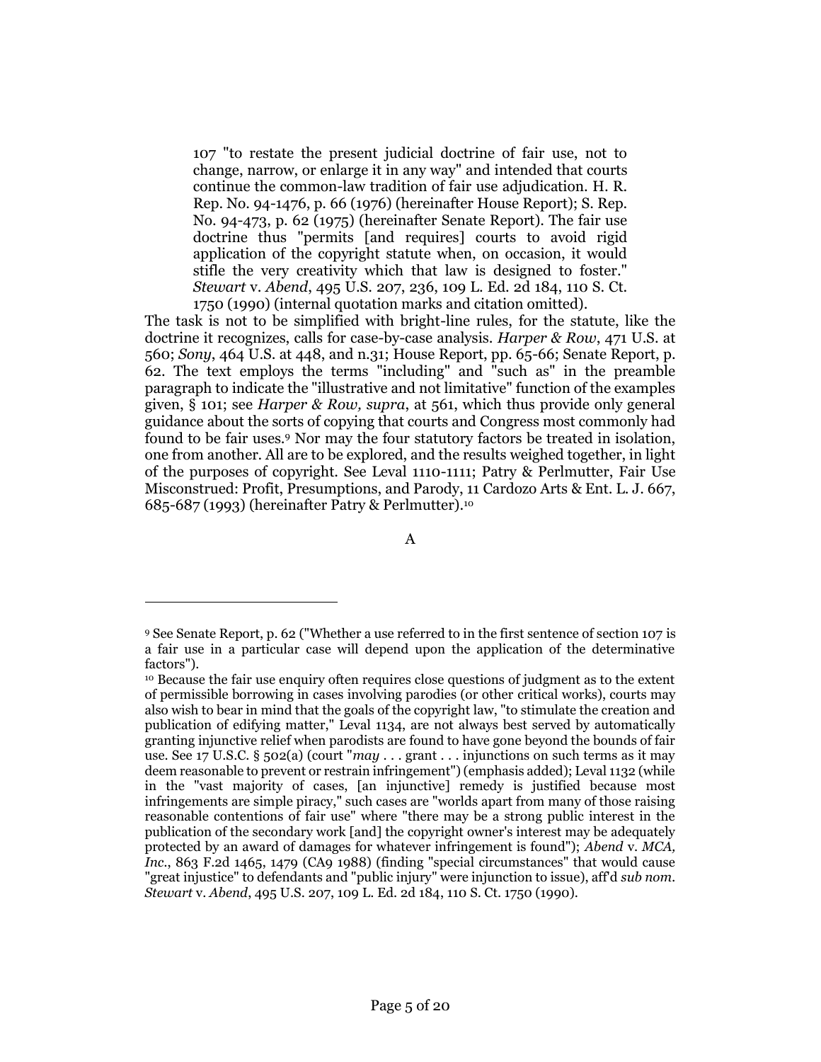> 107 "to restate the present judicial doctrine of fair use, not to change, narrow, or enlarge it in any way" and intended that courts continue the common-law tradition of fair use adjudication. H. R. Rep. No. 94-1476, p. 66 (1976) (hereinafter House Report); S. Rep. No. 94-473, p. 62 (1975) (hereinafter Senate Report). The fair use doctrine thus "permits [and requires] courts to avoid rigid application of the copyright statute when, on occasion, it would stifle the very creativity which that law is designed to foster." *Stewart* v. *Abend*, 495 U.S. 207, 236, 109 L. Ed. 2d 184, 110 S. Ct. 1750 (1990) (internal quotation marks and citation omitted).

The task is not to be simplified with bright-line rules, for the statute, like the doctrine it recognizes, calls for case-by-case analysis. *Harper & Row*, 471 U.S. at 560; *Sony*, 464 U.S. at 448, and n.31; House Report, pp. 65-66; Senate Report, p. 62. The text employs the terms "including" and "such as" in the preamble paragraph to indicate the "illustrative and not limitative" function of the examples given, § 101; see *Harper & Row, supra*, at 561, which thus provide only general guidance about the sorts of copying that courts and Congress most commonly had found to be fair uses.[9] Nor may the four statutory factors be treated in isolation, one from another. All are to be explored, and the results weighed together, in light of the purposes of copyright. See Leval 1110-1111; Patry & Perlmutter, Fair Use Misconstrued: Profit, Presumptions, and Parody, 11 Cardozo Arts & Ent. L. J. 667, 685-687 (1993) (hereinafter Patry & Perlmutter).[10]

A

---

[9] See Senate Report, p. 62 ("Whether a use referred to in the first sentence of section 107 is a fair use in a particular case will depend upon the application of the determinative factors").

[10] Because the fair use enquiry often requires close questions of judgment as to the extent of permissible borrowing in cases involving parodies (or other critical works), courts may also wish to bear in mind that the goals of the copyright law, "to stimulate the creation and publication of edifying matter," Leval 1134, are not always best served by automatically granting injunctive relief when parodists are found to have gone beyond the bounds of fair use. See 17 U.S.C. § 502(a) (court "*may* . . . grant . . . injunctions on such terms as it may deem reasonable to prevent or restrain infringement") (emphasis added); Leval 1132 (while in the "vast majority of cases, [an injunctive] remedy is justified because most infringements are simple piracy," such cases are "worlds apart from many of those raising reasonable contentions of fair use" where "there may be a strong public interest in the publication of the secondary work [and] the copyright owner's interest may be adequately protected by an award of damages for whatever infringement is found"); *Abend* v. *MCA, Inc.*, 863 F.2d 1465, 1479 (CA9 1988) (finding "special circumstances" that would cause "great injustice" to defendants and "public injury" were injunction to issue), aff'd *sub nom. Stewart* v. *Abend*, 495 U.S. 207, 109 L. Ed. 2d 184, 110 S. Ct. 1750 (1990).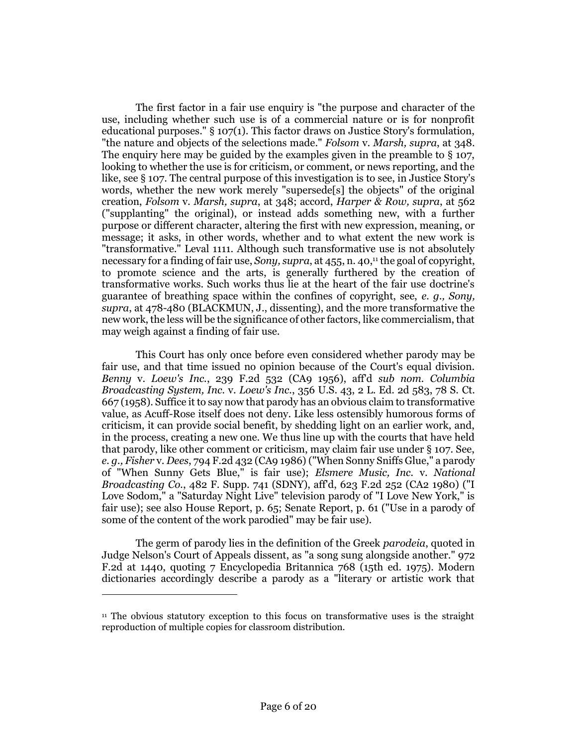The first factor in a fair use enquiry is "the purpose and character of the use, including whether such use is of a commercial nature or is for nonprofit educational purposes." § 107(1). This factor draws on Justice Story's formulation, "the nature and objects of the selections made." *Folsom* v. *Marsh, supra*, at 348. The enquiry here may be guided by the examples given in the preamble to § 107, looking to whether the use is for criticism, or comment, or news reporting, and the like, see § 107. The central purpose of this investigation is to see, in Justice Story's words, whether the new work merely "supersede[s] the objects" of the original creation, *Folsom* v. *Marsh, supra*, at 348; accord, *Harper & Row, supra*, at 562 ("supplanting" the original), or instead adds something new, with a further purpose or different character, altering the first with new expression, meaning, or message; it asks, in other words, whether and to what extent the new work is "transformative." Leval 1111. Although such transformative use is not absolutely necessary for a finding of fair use, *Sony, supra*, at 455, n. 40,[11] the goal of copyright, to promote science and the arts, is generally furthered by the creation of transformative works. Such works thus lie at the heart of the fair use doctrine's guarantee of breathing space within the confines of copyright, see, *e. g., Sony, supra*, at 478-480 (BLACKMUN, J., dissenting), and the more transformative the new work, the less will be the significance of other factors, like commercialism, that may weigh against a finding of fair use.

This Court has only once before even considered whether parody may be fair use, and that time issued no opinion because of the Court's equal division. *Benny* v. *Loew's Inc.*, 239 F.2d 532 (CA9 1956), aff'd *sub nom. Columbia Broadcasting System, Inc.* v. *Loew's Inc.*, 356 U.S. 43, 2 L. Ed. 2d 583, 78 S. Ct. 667 (1958). Suffice it to say now that parody has an obvious claim to transformative value, as Acuff-Rose itself does not deny. Like less ostensibly humorous forms of criticism, it can provide social benefit, by shedding light on an earlier work, and, in the process, creating a new one. We thus line up with the courts that have held that parody, like other comment or criticism, may claim fair use under § 107. See, *e. g., Fisher* v. *Dees*, 794 F.2d 432 (CA9 1986) ("When Sonny Sniffs Glue," a parody of "When Sunny Gets Blue," is fair use); *Elsmere Music, Inc.* v. *National Broadcasting Co.*, 482 F. Supp. 741 (SDNY), aff'd, 623 F.2d 252 (CA2 1980) ("I Love Sodom," a "Saturday Night Live" television parody of "I Love New York," is fair use); see also House Report, p. 65; Senate Report, p. 61 ("Use in a parody of some of the content of the work parodied" may be fair use).

The germ of parody lies in the definition of the Greek *parodeia*, quoted in Judge Nelson's Court of Appeals dissent, as "a song sung alongside another." 972 F.2d at 1440, quoting 7 Encyclopedia Britannica 768 (15th ed. 1975). Modern dictionaries accordingly describe a parody as a "literary or artistic work that

---

[11] The obvious statutory exception to this focus on transformative uses is the straight reproduction of multiple copies for classroom distribution.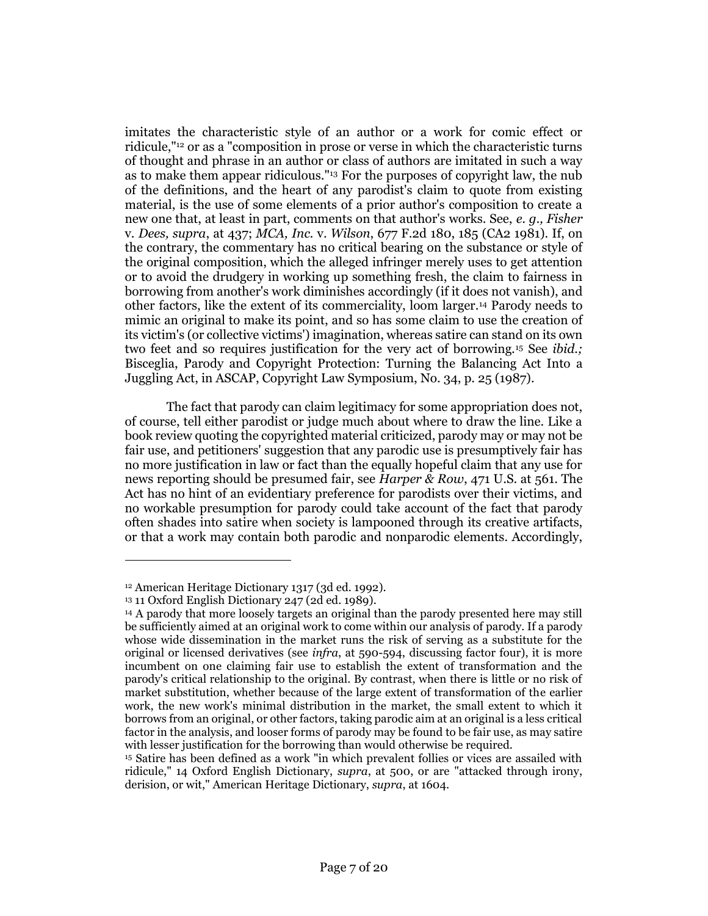imitates the characteristic style of an author or a work for comic effect or ridicule,"[12] or as a "composition in prose or verse in which the characteristic turns of thought and phrase in an author or class of authors are imitated in such a way as to make them appear ridiculous."[13] For the purposes of copyright law, the nub of the definitions, and the heart of any parodist's claim to quote from existing material, is the use of some elements of a prior author's composition to create a new one that, at least in part, comments on that author's works. See, *e. g., Fisher* v. *Dees, supra*, at 437; *MCA, Inc.* v. *Wilson*, 677 F.2d 180, 185 (CA2 1981). If, on the contrary, the commentary has no critical bearing on the substance or style of the original composition, which the alleged infringer merely uses to get attention or to avoid the drudgery in working up something fresh, the claim to fairness in borrowing from another's work diminishes accordingly (if it does not vanish), and other factors, like the extent of its commerciality, loom larger.[14] Parody needs to mimic an original to make its point, and so has some claim to use the creation of its victim's (or collective victims') imagination, whereas satire can stand on its own two feet and so requires justification for the very act of borrowing.[15] See *ibid.;* Bisceglia, Parody and Copyright Protection: Turning the Balancing Act Into a Juggling Act, in ASCAP, Copyright Law Symposium, No. 34, p. 25 (1987).

The fact that parody can claim legitimacy for some appropriation does not, of course, tell either parodist or judge much about where to draw the line. Like a book review quoting the copyrighted material criticized, parody may or may not be fair use, and petitioners' suggestion that any parodic use is presumptively fair has no more justification in law or fact than the equally hopeful claim that any use for news reporting should be presumed fair, see *Harper & Row*, 471 U.S. at 561. The Act has no hint of an evidentiary preference for parodists over their victims, and no workable presumption for parody could take account of the fact that parody often shades into satire when society is lampooned through its creative artifacts, or that a work may contain both parodic and nonparodic elements. Accordingly,

---

[12] American Heritage Dictionary 1317 (3d ed. 1992).

[13] 11 Oxford English Dictionary 247 (2d ed. 1989).

[14] A parody that more loosely targets an original than the parody presented here may still be sufficiently aimed at an original work to come within our analysis of parody. If a parody whose wide dissemination in the market runs the risk of serving as a substitute for the original or licensed derivatives (see *infra*, at 590-594, discussing factor four), it is more incumbent on one claiming fair use to establish the extent of transformation and the parody's critical relationship to the original. By contrast, when there is little or no risk of market substitution, whether because of the large extent of transformation of the earlier work, the new work's minimal distribution in the market, the small extent to which it borrows from an original, or other factors, taking parodic aim at an original is a less critical factor in the analysis, and looser forms of parody may be found to be fair use, as may satire with lesser justification for the borrowing than would otherwise be required.

[15] Satire has been defined as a work "in which prevalent follies or vices are assailed with ridicule," 14 Oxford English Dictionary, *supra*, at 500, or are "attacked through irony, derision, or wit," American Heritage Dictionary, *supra*, at 1604.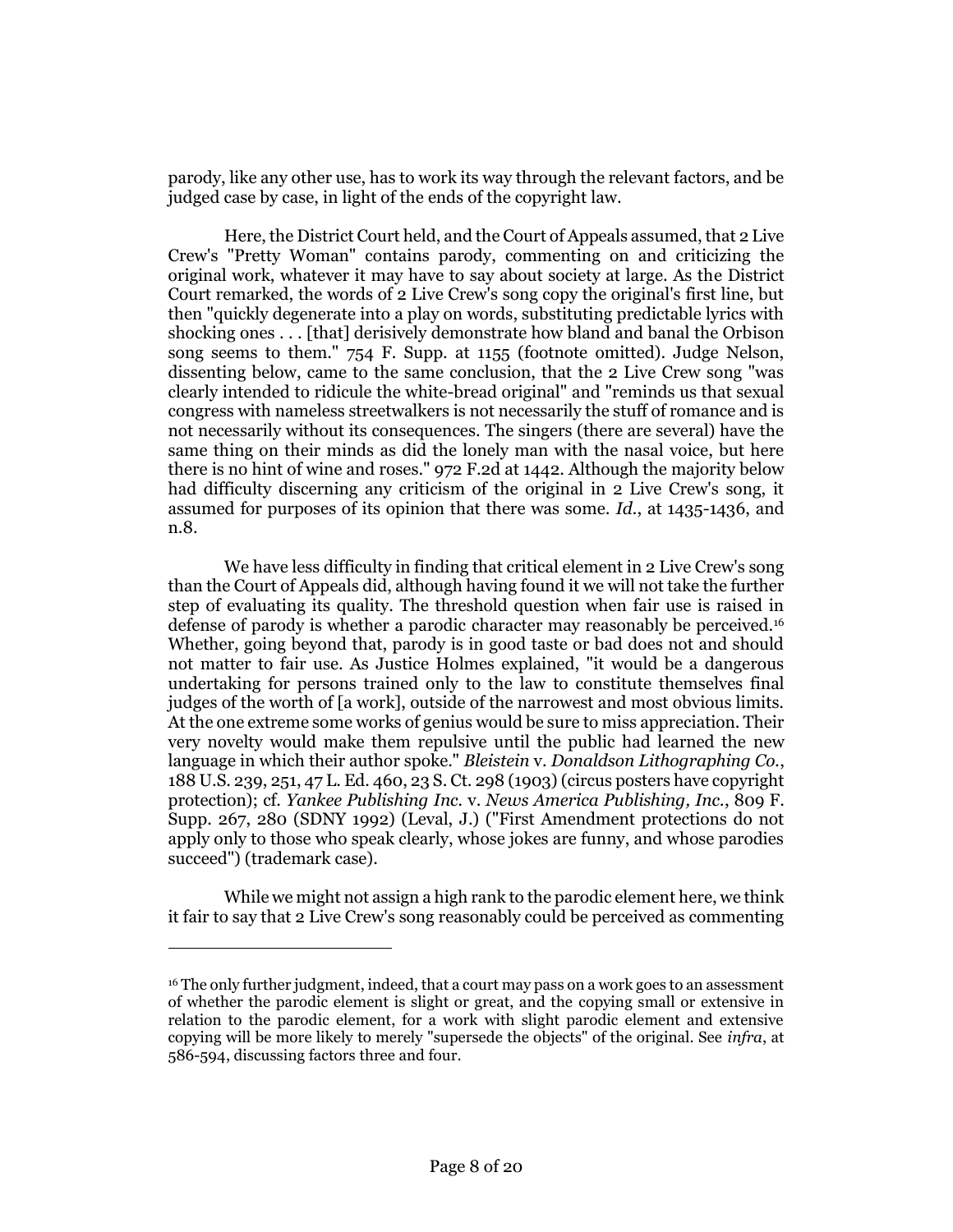parody, like any other use, has to work its way through the relevant factors, and be judged case by case, in light of the ends of the copyright law.

Here, the District Court held, and the Court of Appeals assumed, that 2 Live Crew's "Pretty Woman" contains parody, commenting on and criticizing the original work, whatever it may have to say about society at large. As the District Court remarked, the words of 2 Live Crew's song copy the original's first line, but then "quickly degenerate into a play on words, substituting predictable lyrics with shocking ones . . . [that] derisively demonstrate how bland and banal the Orbison song seems to them." 754 F. Supp. at 1155 (footnote omitted). Judge Nelson, dissenting below, came to the same conclusion, that the 2 Live Crew song "was clearly intended to ridicule the white-bread original" and "reminds us that sexual congress with nameless streetwalkers is not necessarily the stuff of romance and is not necessarily without its consequences. The singers (there are several) have the same thing on their minds as did the lonely man with the nasal voice, but here there is no hint of wine and roses." 972 F.2d at 1442. Although the majority below had difficulty discerning any criticism of the original in 2 Live Crew's song, it assumed for purposes of its opinion that there was some. *Id.*, at 1435-1436, and n.8.

We have less difficulty in finding that critical element in 2 Live Crew's song than the Court of Appeals did, although having found it we will not take the further step of evaluating its quality. The threshold question when fair use is raised in defense of parody is whether a parodic character may reasonably be perceived.[16] Whether, going beyond that, parody is in good taste or bad does not and should not matter to fair use. As Justice Holmes explained, "it would be a dangerous undertaking for persons trained only to the law to constitute themselves final judges of the worth of [a work], outside of the narrowest and most obvious limits. At the one extreme some works of genius would be sure to miss appreciation. Their very novelty would make them repulsive until the public had learned the new language in which their author spoke." *Bleistein* v. *Donaldson Lithographing Co.*, 188 U.S. 239, 251, 47 L. Ed. 460, 23 S. Ct. 298 (1903) (circus posters have copyright protection); cf. *Yankee Publishing Inc.* v. *News America Publishing, Inc.*, 809 F. Supp. 267, 280 (SDNY 1992) (Leval, J.) ("First Amendment protections do not apply only to those who speak clearly, whose jokes are funny, and whose parodies succeed") (trademark case).

While we might not assign a high rank to the parodic element here, we think it fair to say that 2 Live Crew's song reasonably could be perceived as commenting

---

[16] The only further judgment, indeed, that a court may pass on a work goes to an assessment of whether the parodic element is slight or great, and the copying small or extensive in relation to the parodic element, for a work with slight parodic element and extensive copying will be more likely to merely "supersede the objects" of the original. See *infra*, at 586-594, discussing factors three and four.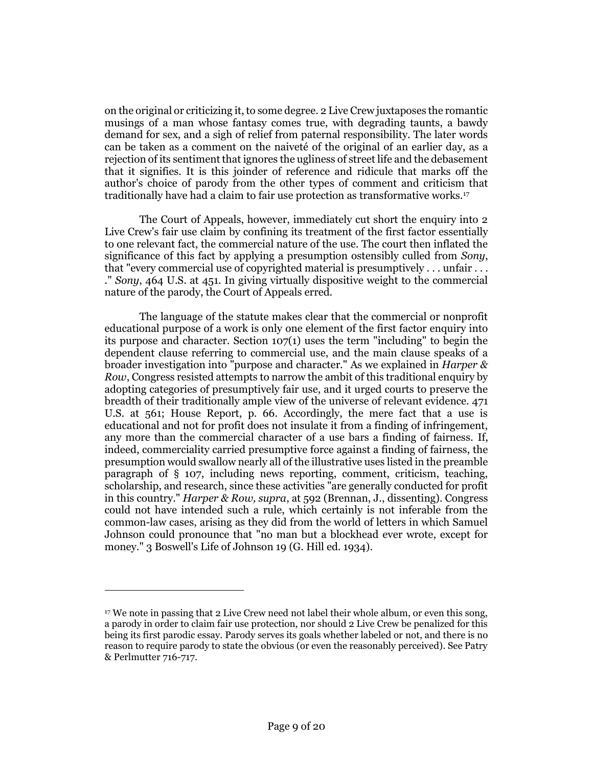on the original or criticizing it, to some degree. 2 Live Crew juxtaposes the romantic musings of a man whose fantasy comes true, with degrading taunts, a bawdy demand for sex, and a sigh of relief from paternal responsibility. The later words can be taken as a comment on the naiveté of the original of an earlier day, as a rejection of its sentiment that ignores the ugliness of street life and the debasement that it signifies. It is this joinder of reference and ridicule that marks off the author's choice of parody from the other types of comment and criticism that traditionally have had a claim to fair use protection as transformative works.[17]

The Court of Appeals, however, immediately cut short the enquiry into 2 Live Crew's fair use claim by confining its treatment of the first factor essentially to one relevant fact, the commercial nature of the use. The court then inflated the significance of this fact by applying a presumption ostensibly culled from *Sony*, that "every commercial use of copyrighted material is presumptively . . . unfair . . . ." *Sony*, 464 U.S. at 451. In giving virtually dispositive weight to the commercial nature of the parody, the Court of Appeals erred.

The language of the statute makes clear that the commercial or nonprofit educational purpose of a work is only one element of the first factor enquiry into its purpose and character. Section 107(1) uses the term "including" to begin the dependent clause referring to commercial use, and the main clause speaks of a broader investigation into "purpose and character." As we explained in *Harper & Row*, Congress resisted attempts to narrow the ambit of this traditional enquiry by adopting categories of presumptively fair use, and it urged courts to preserve the breadth of their traditionally ample view of the universe of relevant evidence. 471 U.S. at 561; House Report, p. 66. Accordingly, the mere fact that a use is educational and not for profit does not insulate it from a finding of infringement, any more than the commercial character of a use bars a finding of fairness. If, indeed, commerciality carried presumptive force against a finding of fairness, the presumption would swallow nearly all of the illustrative uses listed in the preamble paragraph of § 107, including news reporting, comment, criticism, teaching, scholarship, and research, since these activities "are generally conducted for profit in this country." *Harper & Row, supra*, at 592 (Brennan, J., dissenting). Congress could not have intended such a rule, which certainly is not inferable from the common-law cases, arising as they did from the world of letters in which Samuel Johnson could pronounce that "no man but a blockhead ever wrote, except for money." 3 Boswell's Life of Johnson 19 (G. Hill ed. 1934).

---

[17] We note in passing that 2 Live Crew need not label their whole album, or even this song, a parody in order to claim fair use protection, nor should 2 Live Crew be penalized for this being its first parodic essay. Parody serves its goals whether labeled or not, and there is no reason to require parody to state the obvious (or even the reasonably perceived). See Patry & Perlmutter 716-717.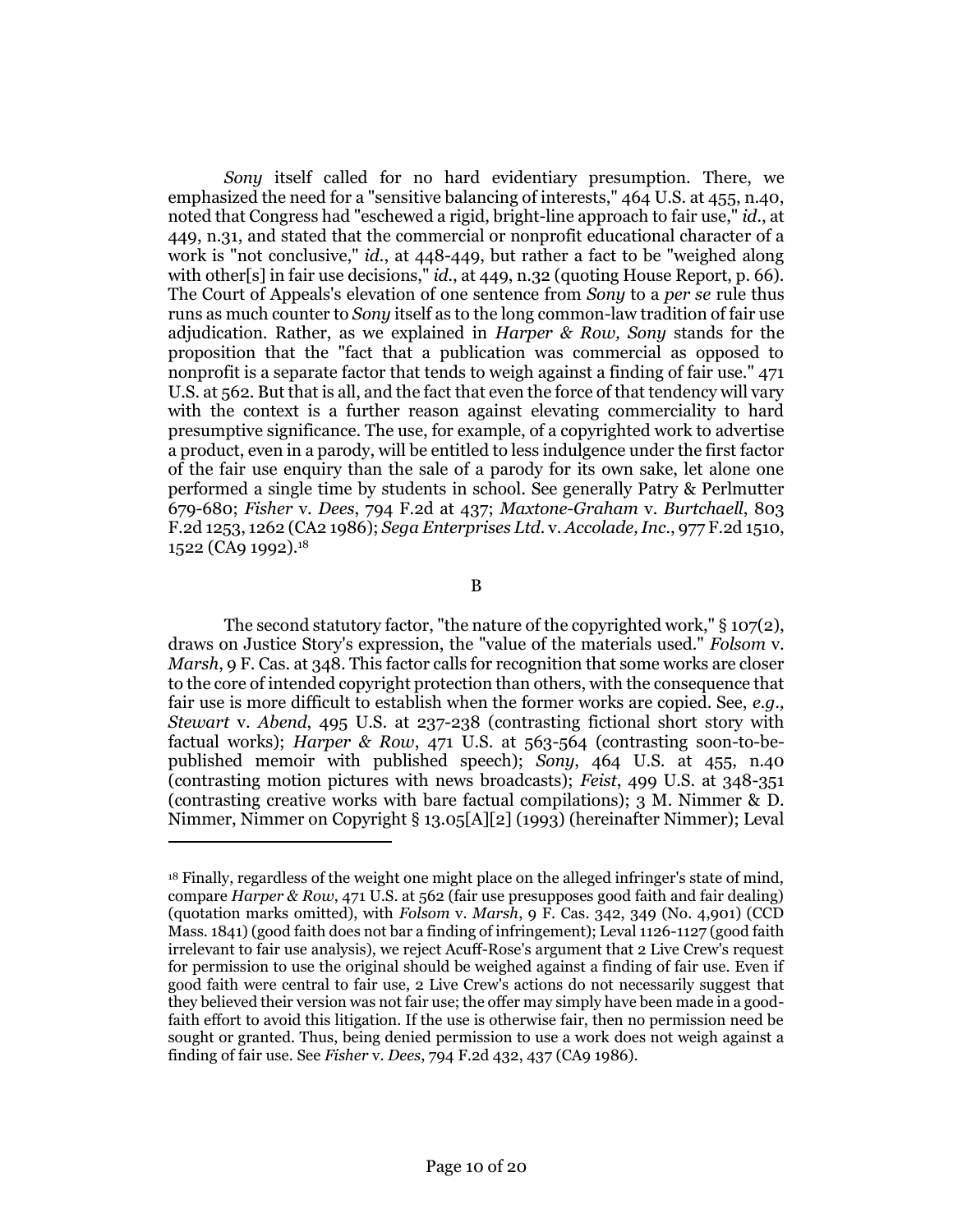*Sony* itself called for no hard evidentiary presumption. There, we emphasized the need for a "sensitive balancing of interests," 464 U.S. at 455, n.40, noted that Congress had "eschewed a rigid, bright-line approach to fair use," *id*., at 449, n.31, and stated that the commercial or nonprofit educational character of a work is "not conclusive," *id*., at 448-449, but rather a fact to be "weighed along with other[s] in fair use decisions," *id*., at 449, n.32 (quoting House Report, p. 66). The Court of Appeals's elevation of one sentence from *Sony* to a *per se* rule thus runs as much counter to *Sony* itself as to the long common-law tradition of fair use adjudication. Rather, as we explained in *Harper & Row, Sony* stands for the proposition that the "fact that a publication was commercial as opposed to nonprofit is a separate factor that tends to weigh against a finding of fair use." 471 U.S. at 562. But that is all, and the fact that even the force of that tendency will vary with the context is a further reason against elevating commerciality to hard presumptive significance. The use, for example, of a copyrighted work to advertise a product, even in a parody, will be entitled to less indulgence under the first factor of the fair use enquiry than the sale of a parody for its own sake, let alone one performed a single time by students in school. See generally Patry & Perlmutter 679-680; *Fisher* v. *Dees*, 794 F.2d at 437; *Maxtone-Graham* v. *Burtchaell*, 803 F.2d 1253, 1262 (CA2 1986); *Sega Enterprises Ltd.* v. *Accolade, Inc.*, 977 F.2d 1510, 1522 (CA9 1992).[18]

## B

The second statutory factor, "the nature of the copyrighted work," § 107(2), draws on Justice Story's expression, the "value of the materials used." *Folsom* v. *Marsh*, 9 F. Cas. at 348. This factor calls for recognition that some works are closer to the core of intended copyright protection than others, with the consequence that fair use is more difficult to establish when the former works are copied. See, *e.g., Stewart* v. *Abend*, 495 U.S. at 237-238 (contrasting fictional short story with factual works); *Harper & Row*, 471 U.S. at 563-564 (contrasting soon-to-be-published memoir with published speech); *Sony*, 464 U.S. at 455, n.40 (contrasting motion pictures with news broadcasts); *Feist*, 499 U.S. at 348-351 (contrasting creative works with bare factual compilations); 3 M. Nimmer & D. Nimmer, Nimmer on Copyright § 13.05[A][2] (1993) (hereinafter Nimmer); Leval

---

[18] Finally, regardless of the weight one might place on the alleged infringer's state of mind, compare *Harper & Row*, 471 U.S. at 562 (fair use presupposes good faith and fair dealing) (quotation marks omitted), with *Folsom* v. *Marsh*, 9 F. Cas. 342, 349 (No. 4,901) (CCD Mass. 1841) (good faith does not bar a finding of infringement); Leval 1126-1127 (good faith irrelevant to fair use analysis), we reject Acuff-Rose's argument that 2 Live Crew's request for permission to use the original should be weighed against a finding of fair use. Even if good faith were central to fair use, 2 Live Crew's actions do not necessarily suggest that they believed their version was not fair use; the offer may simply have been made in a good-faith effort to avoid this litigation. If the use is otherwise fair, then no permission need be sought or granted. Thus, being denied permission to use a work does not weigh against a finding of fair use. See *Fisher* v. *Dees*, 794 F.2d 432, 437 (CA9 1986).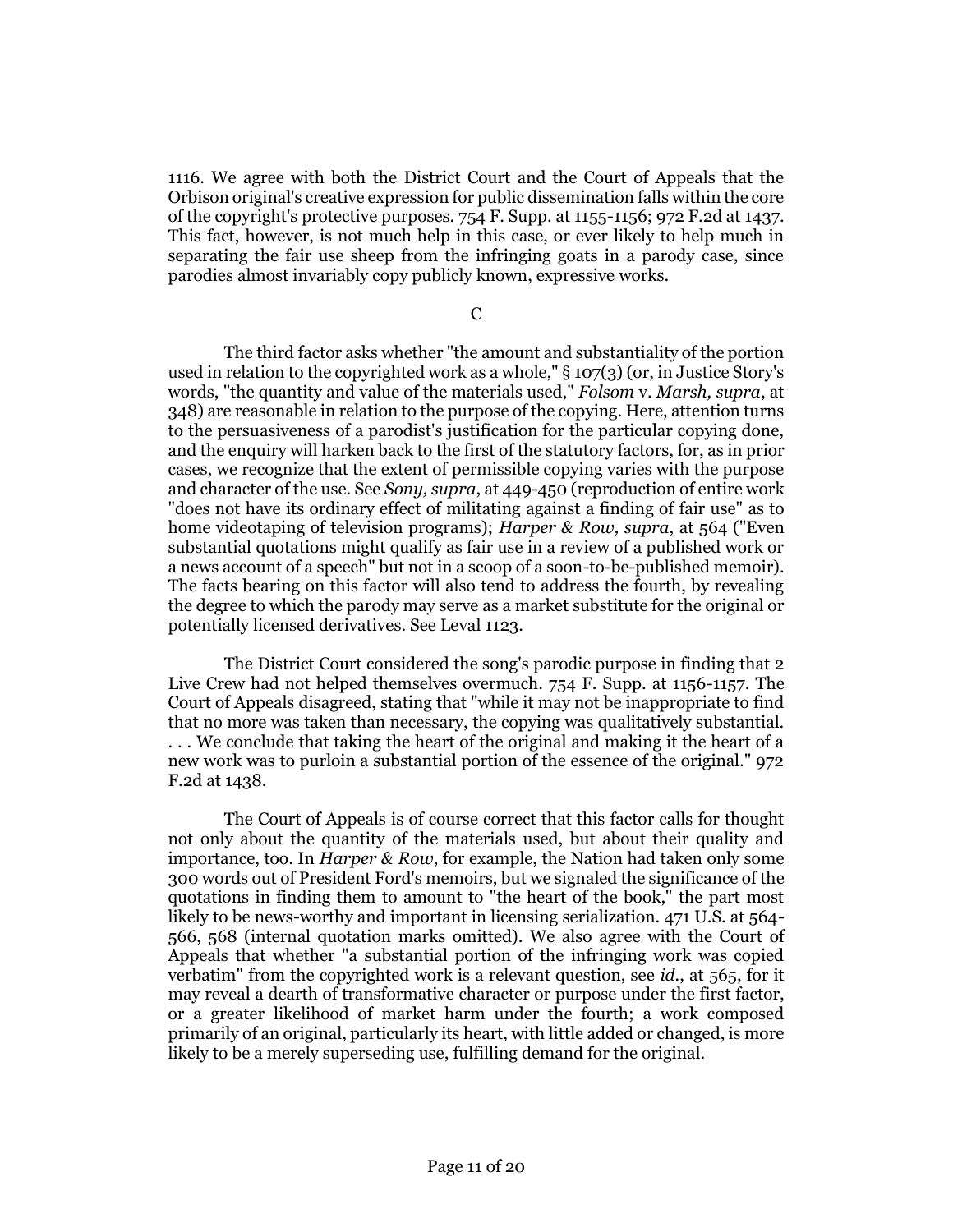1116. We agree with both the District Court and the Court of Appeals that the Orbison original's creative expression for public dissemination falls within the core of the copyright's protective purposes. 754 F. Supp. at 1155-1156; 972 F.2d at 1437. This fact, however, is not much help in this case, or ever likely to help much in separating the fair use sheep from the infringing goats in a parody case, since parodies almost invariably copy publicly known, expressive works.

### C

The third factor asks whether "the amount and substantiality of the portion used in relation to the copyrighted work as a whole," § 107(3) (or, in Justice Story's words, "the quantity and value of the materials used," *Folsom* v. *Marsh, supra*, at 348) are reasonable in relation to the purpose of the copying. Here, attention turns to the persuasiveness of a parodist's justification for the particular copying done, and the enquiry will harken back to the first of the statutory factors, for, as in prior cases, we recognize that the extent of permissible copying varies with the purpose and character of the use. See *Sony, supra*, at 449-450 (reproduction of entire work "does not have its ordinary effect of militating against a finding of fair use" as to home videotaping of television programs); *Harper & Row, supra*, at 564 ("Even substantial quotations might qualify as fair use in a review of a published work or a news account of a speech" but not in a scoop of a soon-to-be-published memoir). The facts bearing on this factor will also tend to address the fourth, by revealing the degree to which the parody may serve as a market substitute for the original or potentially licensed derivatives. See Leval 1123.

The District Court considered the song's parodic purpose in finding that 2 Live Crew had not helped themselves overmuch. 754 F. Supp. at 1156-1157. The Court of Appeals disagreed, stating that "while it may not be inappropriate to find that no more was taken than necessary, the copying was qualitatively substantial. . . . We conclude that taking the heart of the original and making it the heart of a new work was to purloin a substantial portion of the essence of the original." 972 F.2d at 1438.

The Court of Appeals is of course correct that this factor calls for thought not only about the quantity of the materials used, but about their quality and importance, too. In *Harper & Row*, for example, the Nation had taken only some 300 words out of President Ford's memoirs, but we signaled the significance of the quotations in finding them to amount to "the heart of the book," the part most likely to be news-worthy and important in licensing serialization. 471 U.S. at 564-566, 568 (internal quotation marks omitted). We also agree with the Court of Appeals that whether "a substantial portion of the infringing work was copied verbatim" from the copyrighted work is a relevant question, see *id.*, at 565, for it may reveal a dearth of transformative character or purpose under the first factor, or a greater likelihood of market harm under the fourth; a work composed primarily of an original, particularly its heart, with little added or changed, is more likely to be a merely superseding use, fulfilling demand for the original.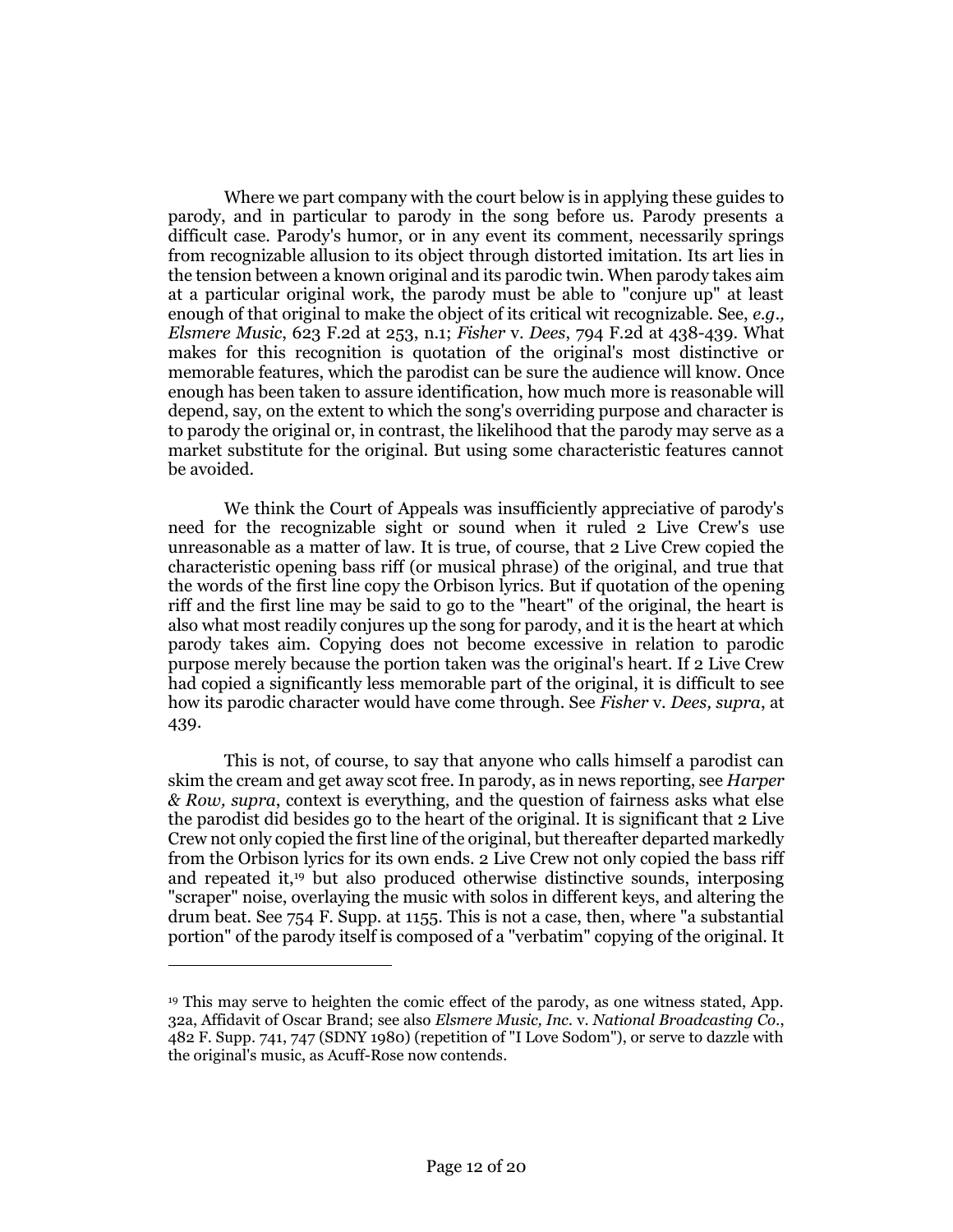Where we part company with the court below is in applying these guides to parody, and in particular to parody in the song before us. Parody presents a difficult case. Parody's humor, or in any event its comment, necessarily springs from recognizable allusion to its object through distorted imitation. Its art lies in the tension between a known original and its parodic twin. When parody takes aim at a particular original work, the parody must be able to "conjure up" at least enough of that original to make the object of its critical wit recognizable. See, *e.g., Elsmere Music*, 623 F.2d at 253, n.1; *Fisher* v. *Dees*, 794 F.2d at 438-439. What makes for this recognition is quotation of the original's most distinctive or memorable features, which the parodist can be sure the audience will know. Once enough has been taken to assure identification, how much more is reasonable will depend, say, on the extent to which the song's overriding purpose and character is to parody the original or, in contrast, the likelihood that the parody may serve as a market substitute for the original. But using some characteristic features cannot be avoided.

We think the Court of Appeals was insufficiently appreciative of parody's need for the recognizable sight or sound when it ruled 2 Live Crew's use unreasonable as a matter of law. It is true, of course, that 2 Live Crew copied the characteristic opening bass riff (or musical phrase) of the original, and true that the words of the first line copy the Orbison lyrics. But if quotation of the opening riff and the first line may be said to go to the "heart" of the original, the heart is also what most readily conjures up the song for parody, and it is the heart at which parody takes aim. Copying does not become excessive in relation to parodic purpose merely because the portion taken was the original's heart. If 2 Live Crew had copied a significantly less memorable part of the original, it is difficult to see how its parodic character would have come through. See *Fisher* v. *Dees, supra*, at 439.

This is not, of course, to say that anyone who calls himself a parodist can skim the cream and get away scot free. In parody, as in news reporting, see *Harper & Row, supra*, context is everything, and the question of fairness asks what else the parodist did besides go to the heart of the original. It is significant that 2 Live Crew not only copied the first line of the original, but thereafter departed markedly from the Orbison lyrics for its own ends. 2 Live Crew not only copied the bass riff and repeated it,[19] but also produced otherwise distinctive sounds, interposing "scraper" noise, overlaying the music with solos in different keys, and altering the drum beat. See 754 F. Supp. at 1155. This is not a case, then, where "a substantial portion" of the parody itself is composed of a "verbatim" copying of the original. It

---

[19] This may serve to heighten the comic effect of the parody, as one witness stated, App. 32a, Affidavit of Oscar Brand; see also *Elsmere Music, Inc.* v. *National Broadcasting Co.*, 482 F. Supp. 741, 747 (SDNY 1980) (repetition of "I Love Sodom"), or serve to dazzle with the original's music, as Acuff-Rose now contends.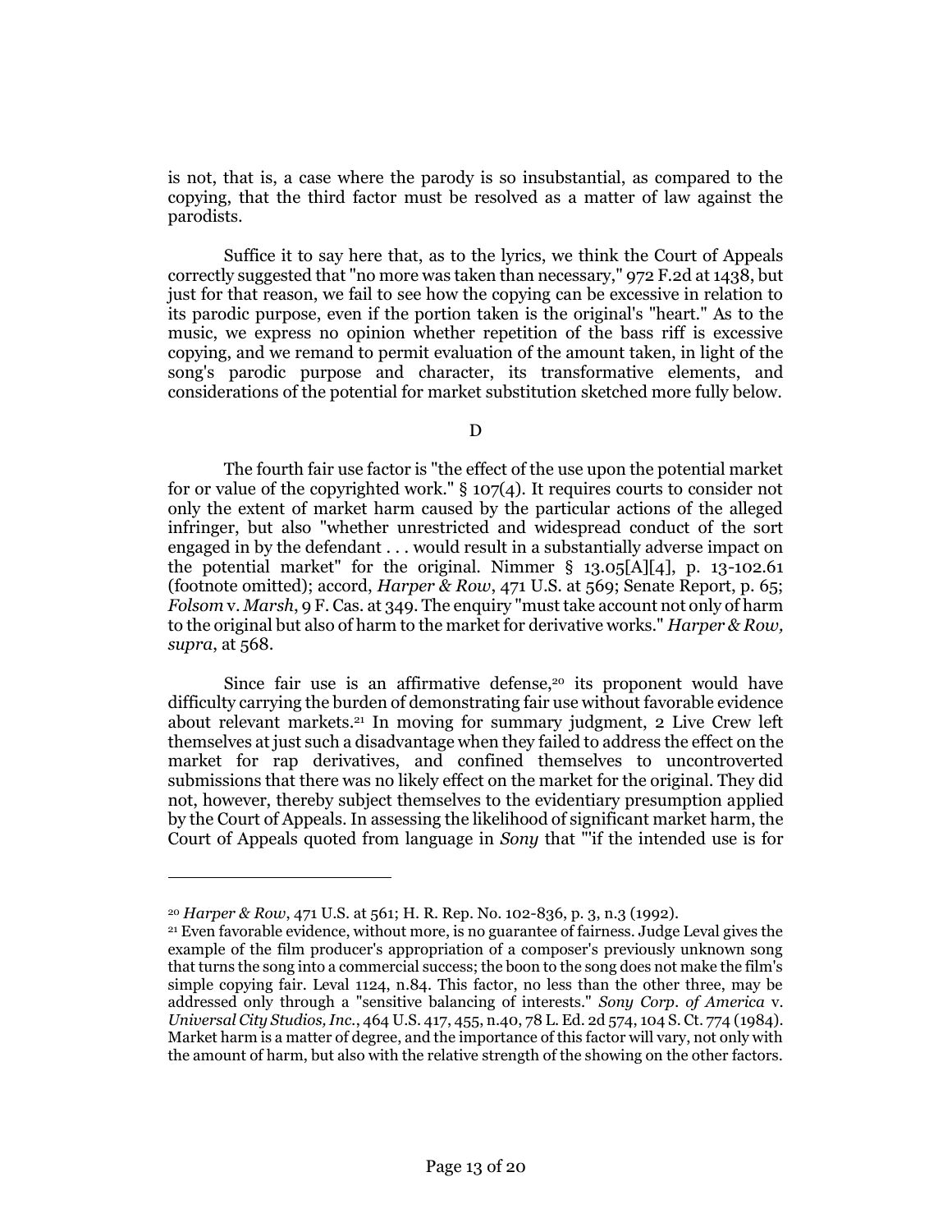is not, that is, a case where the parody is so insubstantial, as compared to the copying, that the third factor must be resolved as a matter of law against the parodists.

Suffice it to say here that, as to the lyrics, we think the Court of Appeals correctly suggested that "no more was taken than necessary," 972 F.2d at 1438, but just for that reason, we fail to see how the copying can be excessive in relation to its parodic purpose, even if the portion taken is the original's "heart." As to the music, we express no opinion whether repetition of the bass riff is excessive copying, and we remand to permit evaluation of the amount taken, in light of the song's parodic purpose and character, its transformative elements, and considerations of the potential for market substitution sketched more fully below.

D

The fourth fair use factor is "the effect of the use upon the potential market for or value of the copyrighted work." § 107(4). It requires courts to consider not only the extent of market harm caused by the particular actions of the alleged infringer, but also "whether unrestricted and widespread conduct of the sort engaged in by the defendant . . . would result in a substantially adverse impact on the potential market" for the original. Nimmer § 13.05[A][4], p. 13-102.61 (footnote omitted); accord, *Harper & Row*, 471 U.S. at 569; Senate Report, p. 65; *Folsom* v. *Marsh*, 9 F. Cas. at 349. The enquiry "must take account not only of harm to the original but also of harm to the market for derivative works." *Harper & Row, supra*, at 568.

Since fair use is an affirmative defense,[20] its proponent would have difficulty carrying the burden of demonstrating fair use without favorable evidence about relevant markets.[21] In moving for summary judgment, 2 Live Crew left themselves at just such a disadvantage when they failed to address the effect on the market for rap derivatives, and confined themselves to uncontroverted submissions that there was no likely effect on the market for the original. They did not, however, thereby subject themselves to the evidentiary presumption applied by the Court of Appeals. In assessing the likelihood of significant market harm, the Court of Appeals quoted from language in *Sony* that "'if the intended use is for

---

[20] *Harper & Row*, 471 U.S. at 561; H. R. Rep. No. 102-836, p. 3, n.3 (1992).

[21] Even favorable evidence, without more, is no guarantee of fairness. Judge Leval gives the example of the film producer's appropriation of a composer's previously unknown song that turns the song into a commercial success; the boon to the song does not make the film's simple copying fair. Leval 1124, n.84. This factor, no less than the other three, may be addressed only through a "sensitive balancing of interests." *Sony Corp. of America* v. *Universal City Studios, Inc.*, 464 U.S. 417, 455, n.40, 78 L. Ed. 2d 574, 104 S. Ct. 774 (1984). Market harm is a matter of degree, and the importance of this factor will vary, not only with the amount of harm, but also with the relative strength of the showing on the other factors.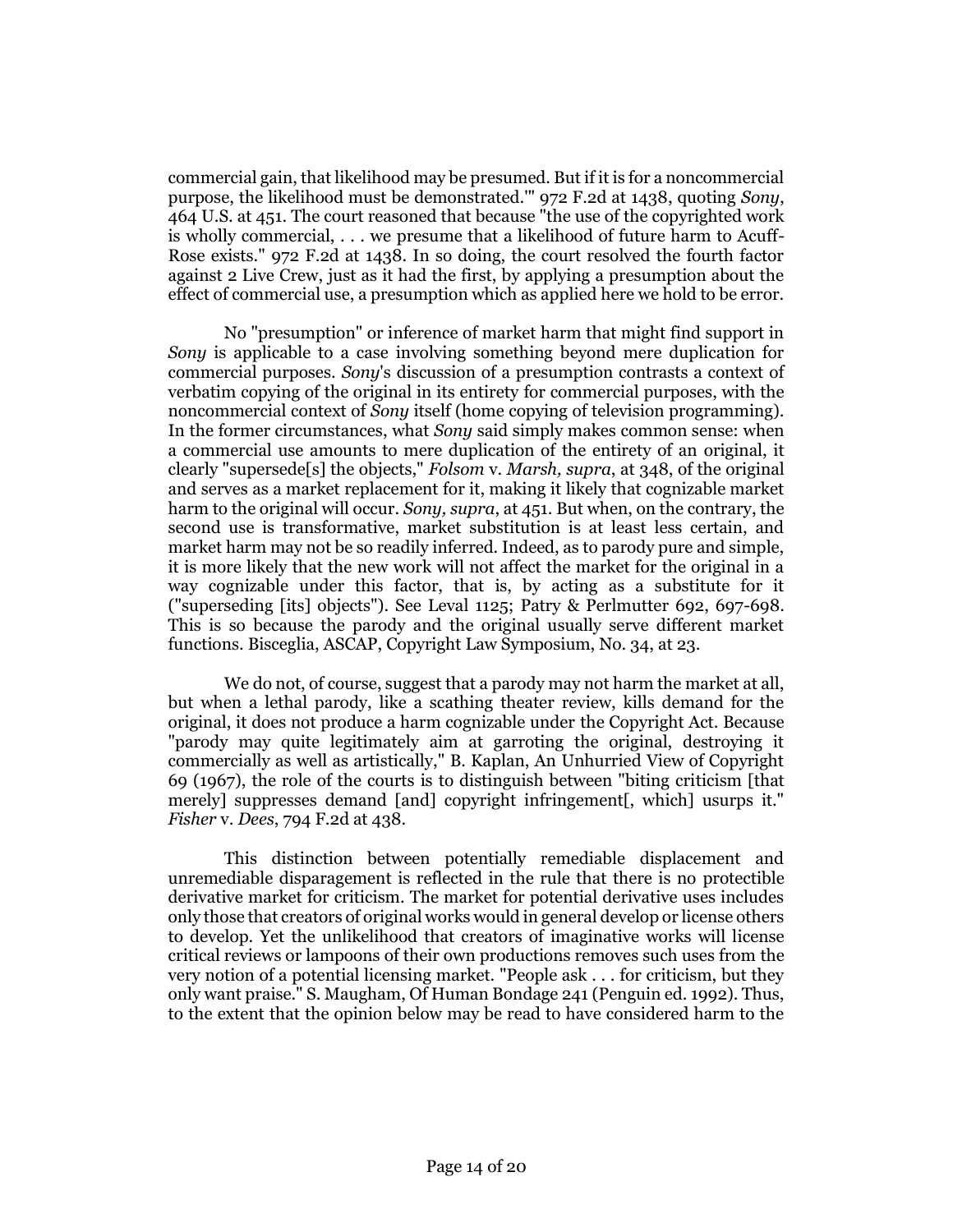commercial gain, that likelihood may be presumed. But if it is for a noncommercial purpose, the likelihood must be demonstrated.'" 972 F.2d at 1438, quoting *Sony*, 464 U.S. at 451. The court reasoned that because "the use of the copyrighted work is wholly commercial, . . . we presume that a likelihood of future harm to Acuff-Rose exists." 972 F.2d at 1438. In so doing, the court resolved the fourth factor against 2 Live Crew, just as it had the first, by applying a presumption about the effect of commercial use, a presumption which as applied here we hold to be error.

No "presumption" or inference of market harm that might find support in *Sony* is applicable to a case involving something beyond mere duplication for commercial purposes. *Sony*'s discussion of a presumption contrasts a context of verbatim copying of the original in its entirety for commercial purposes, with the noncommercial context of *Sony* itself (home copying of television programming). In the former circumstances, what *Sony* said simply makes common sense: when a commercial use amounts to mere duplication of the entirety of an original, it clearly "supersede[s] the objects," *Folsom* v. *Marsh, supra*, at 348, of the original and serves as a market replacement for it, making it likely that cognizable market harm to the original will occur. *Sony, supra*, at 451. But when, on the contrary, the second use is transformative, market substitution is at least less certain, and market harm may not be so readily inferred. Indeed, as to parody pure and simple, it is more likely that the new work will not affect the market for the original in a way cognizable under this factor, that is, by acting as a substitute for it ("superseding [its] objects"). See Leval 1125; Patry & Perlmutter 692, 697-698. This is so because the parody and the original usually serve different market functions. Bisceglia, ASCAP, Copyright Law Symposium, No. 34, at 23.

We do not, of course, suggest that a parody may not harm the market at all, but when a lethal parody, like a scathing theater review, kills demand for the original, it does not produce a harm cognizable under the Copyright Act. Because "parody may quite legitimately aim at garroting the original, destroying it commercially as well as artistically," B. Kaplan, An Unhurried View of Copyright 69 (1967), the role of the courts is to distinguish between "biting criticism [that merely] suppresses demand [and] copyright infringement[, which] usurps it." *Fisher* v. *Dees*, 794 F.2d at 438.

This distinction between potentially remediable displacement and unremediable disparagement is reflected in the rule that there is no protectible derivative market for criticism. The market for potential derivative uses includes only those that creators of original works would in general develop or license others to develop. Yet the unlikelihood that creators of imaginative works will license critical reviews or lampoons of their own productions removes such uses from the very notion of a potential licensing market. "People ask . . . for criticism, but they only want praise." S. Maugham, Of Human Bondage 241 (Penguin ed. 1992). Thus, to the extent that the opinion below may be read to have considered harm to the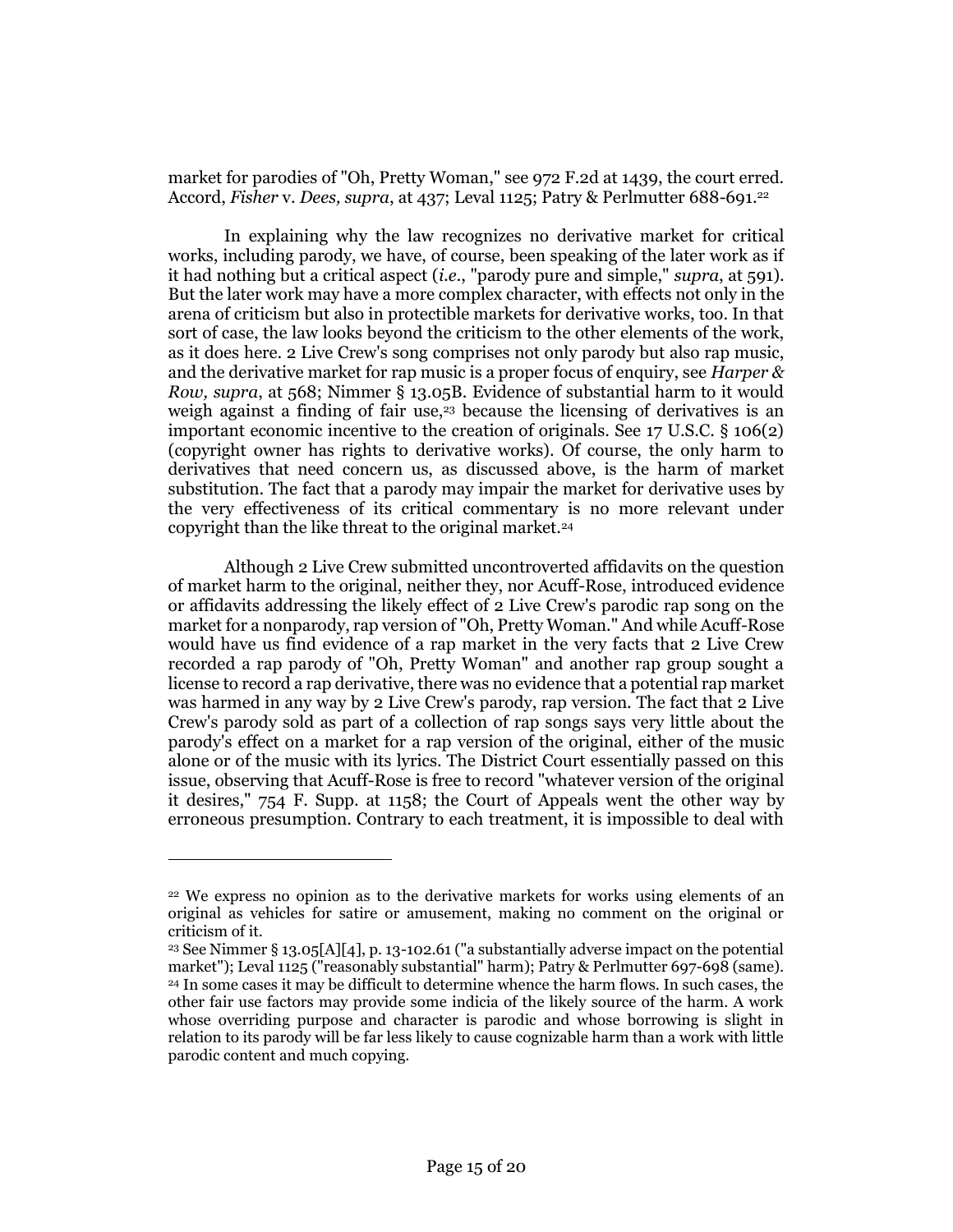market for parodies of "Oh, Pretty Woman," see 972 F.2d at 1439, the court erred. Accord, *Fisher* v. *Dees, supra*, at 437; Leval 1125; Patry & Perlmutter 688-691.[22]

In explaining why the law recognizes no derivative market for critical works, including parody, we have, of course, been speaking of the later work as if it had nothing but a critical aspect (*i.e.*, "parody pure and simple," *supra*, at 591). But the later work may have a more complex character, with effects not only in the arena of criticism but also in protectible markets for derivative works, too. In that sort of case, the law looks beyond the criticism to the other elements of the work, as it does here. 2 Live Crew's song comprises not only parody but also rap music, and the derivative market for rap music is a proper focus of enquiry, see *Harper & Row, supra*, at 568; Nimmer § 13.05B. Evidence of substantial harm to it would weigh against a finding of fair use,[23] because the licensing of derivatives is an important economic incentive to the creation of originals. See 17 U.S.C. § 106(2) (copyright owner has rights to derivative works). Of course, the only harm to derivatives that need concern us, as discussed above, is the harm of market substitution. The fact that a parody may impair the market for derivative uses by the very effectiveness of its critical commentary is no more relevant under copyright than the like threat to the original market.[24]

Although 2 Live Crew submitted uncontroverted affidavits on the question of market harm to the original, neither they, nor Acuff-Rose, introduced evidence or affidavits addressing the likely effect of 2 Live Crew's parodic rap song on the market for a nonparody, rap version of "Oh, Pretty Woman." And while Acuff-Rose would have us find evidence of a rap market in the very facts that 2 Live Crew recorded a rap parody of "Oh, Pretty Woman" and another rap group sought a license to record a rap derivative, there was no evidence that a potential rap market was harmed in any way by 2 Live Crew's parody, rap version. The fact that 2 Live Crew's parody sold as part of a collection of rap songs says very little about the parody's effect on a market for a rap version of the original, either of the music alone or of the music with its lyrics. The District Court essentially passed on this issue, observing that Acuff-Rose is free to record "whatever version of the original it desires," 754 F. Supp. at 1158; the Court of Appeals went the other way by erroneous presumption. Contrary to each treatment, it is impossible to deal with

---

[22] We express no opinion as to the derivative markets for works using elements of an original as vehicles for satire or amusement, making no comment on the original or criticism of it.

[23] See Nimmer § 13.05[A][4], p. 13-102.61 ("a substantially adverse impact on the potential market"); Leval 1125 ("reasonably substantial" harm); Patry & Perlmutter 697-698 (same).

[24] In some cases it may be difficult to determine whence the harm flows. In such cases, the other fair use factors may provide some indicia of the likely source of the harm. A work whose overriding purpose and character is parodic and whose borrowing is slight in relation to its parody will be far less likely to cause cognizable harm than a work with little parodic content and much copying.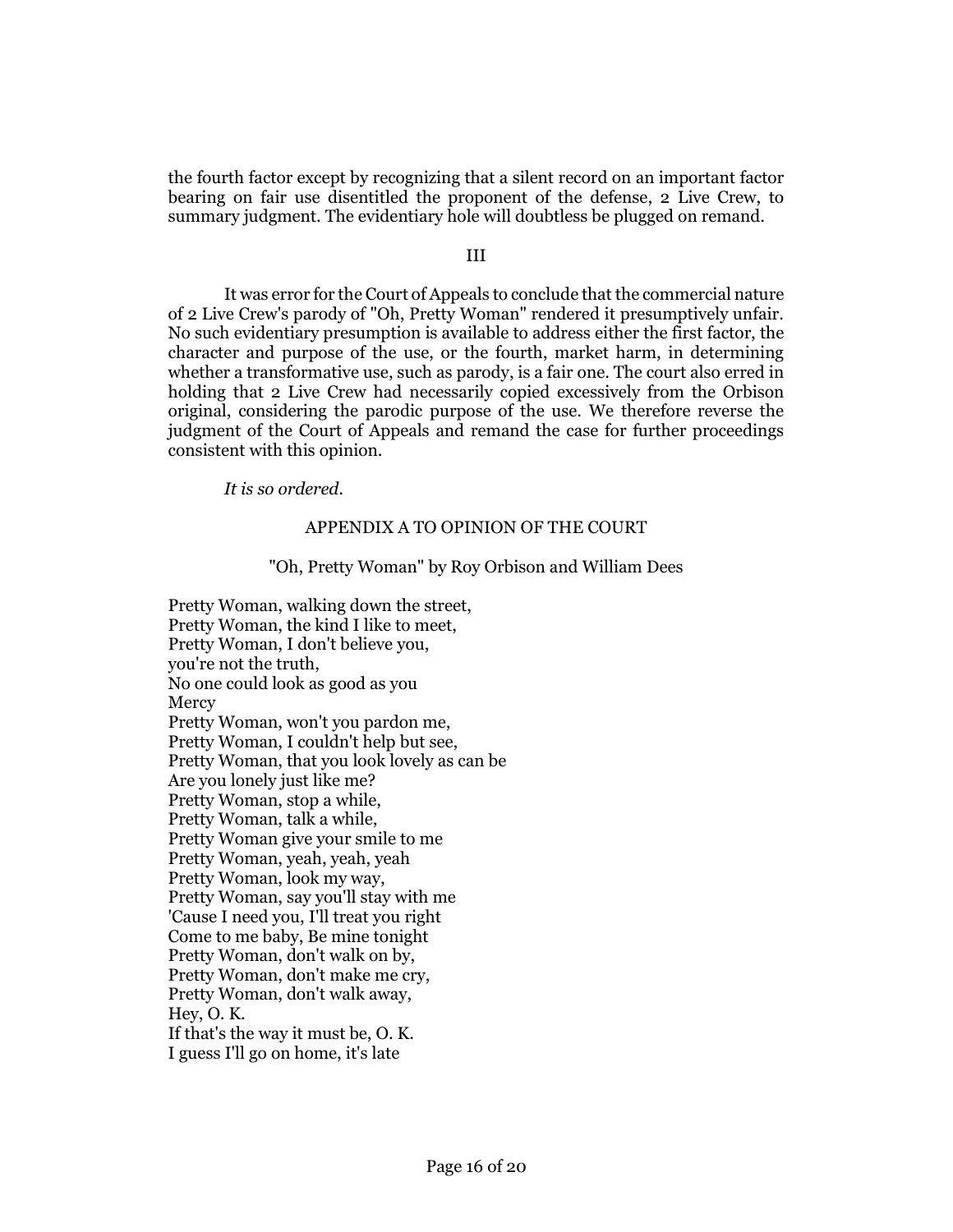the fourth factor except by recognizing that a silent record on an important factor bearing on fair use disentitled the proponent of the defense, 2 Live Crew, to summary judgment. The evidentiary hole will doubtless be plugged on remand.

## III

It was error for the Court of Appeals to conclude that the commercial nature of 2 Live Crew's parody of "Oh, Pretty Woman" rendered it presumptively unfair. No such evidentiary presumption is available to address either the first factor, the character and purpose of the use, or the fourth, market harm, in determining whether a transformative use, such as parody, is a fair one. The court also erred in holding that 2 Live Crew had necessarily copied excessively from the Orbison original, considering the parodic purpose of the use. We therefore reverse the judgment of the Court of Appeals and remand the case for further proceedings consistent with this opinion.

*It is so ordered.*

## APPENDIX A TO OPINION OF THE COURT

"Oh, Pretty Woman" by Roy Orbison and William Dees

Pretty Woman, walking down the street,
Pretty Woman, the kind I like to meet,
Pretty Woman, I don't believe you,
you're not the truth,
No one could look as good as you
Mercy
Pretty Woman, won't you pardon me,
Pretty Woman, I couldn't help but see,
Pretty Woman, that you look lovely as can be
Are you lonely just like me?
Pretty Woman, stop a while,
Pretty Woman, talk a while,
Pretty Woman give your smile to me
Pretty Woman, yeah, yeah, yeah
Pretty Woman, look my way,
Pretty Woman, say you'll stay with me
'Cause I need you, I'll treat you right
Come to me baby, Be mine tonight
Pretty Woman, don't walk on by,
Pretty Woman, don't make me cry,
Pretty Woman, don't walk away,
Hey, O. K.
If that's the way it must be, O. K.
I guess I'll go on home, it's late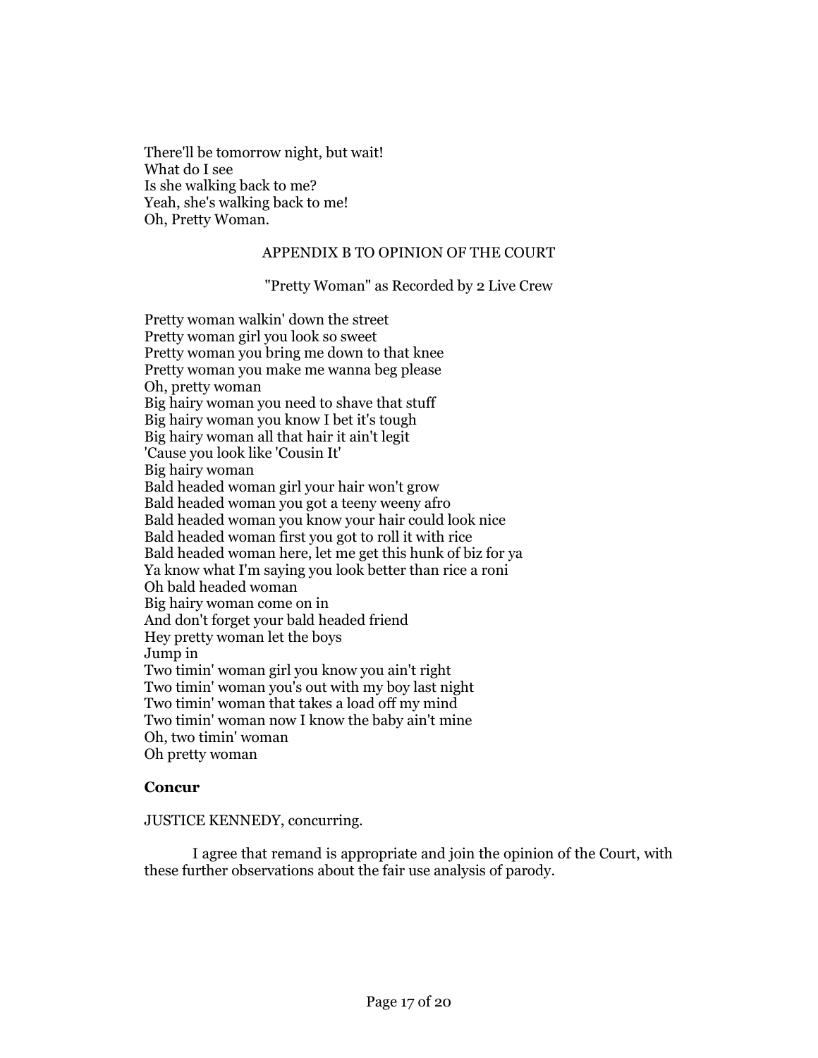There'll be tomorrow night, but wait!
What do I see
Is she walking back to me?
Yeah, she's walking back to me!
Oh, Pretty Woman.

APPENDIX B TO OPINION OF THE COURT

"Pretty Woman" as Recorded by 2 Live Crew

Pretty woman walkin' down the street
Pretty woman girl you look so sweet
Pretty woman you bring me down to that knee
Pretty woman you make me wanna beg please
Oh, pretty woman
Big hairy woman you need to shave that stuff
Big hairy woman you know I bet it's tough
Big hairy woman all that hair it ain't legit
'Cause you look like 'Cousin It'
Big hairy woman
Bald headed woman girl your hair won't grow
Bald headed woman you got a teeny weeny afro
Bald headed woman you know your hair could look nice
Bald headed woman first you got to roll it with rice
Bald headed woman here, let me get this hunk of biz for ya
Ya know what I'm saying you look better than rice a roni
Oh bald headed woman
Big hairy woman come on in
And don't forget your bald headed friend
Hey pretty woman let the boys
Jump in
Two timin' woman girl you know you ain't right
Two timin' woman you's out with my boy last night
Two timin' woman that takes a load off my mind
Two timin' woman now I know the baby ain't mine
Oh, two timin' woman
Oh pretty woman

**Concur**

JUSTICE KENNEDY, concurring.

I agree that remand is appropriate and join the opinion of the Court, with these further observations about the fair use analysis of parody.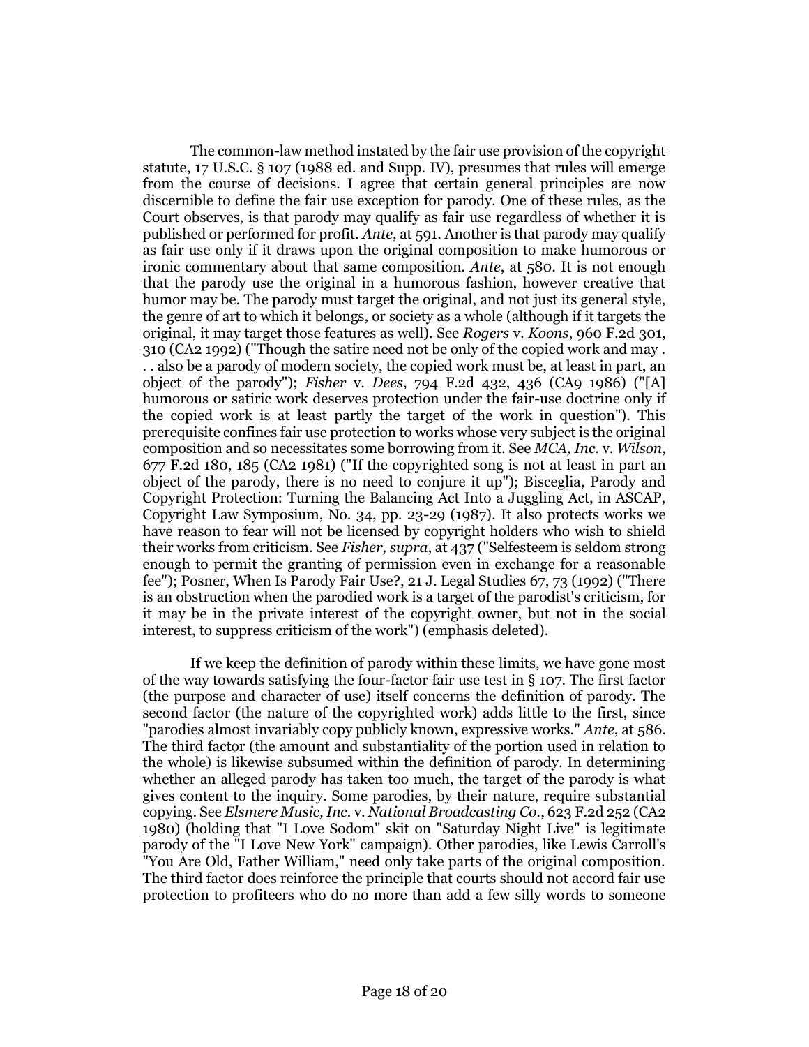The common-law method instated by the fair use provision of the copyright statute, 17 U.S.C. § 107 (1988 ed. and Supp. IV), presumes that rules will emerge from the course of decisions. I agree that certain general principles are now discernible to define the fair use exception for parody. One of these rules, as the Court observes, is that parody may qualify as fair use regardless of whether it is published or performed for profit. *Ante*, at 591. Another is that parody may qualify as fair use only if it draws upon the original composition to make humorous or ironic commentary about that same composition. *Ante*, at 580. It is not enough that the parody use the original in a humorous fashion, however creative that humor may be. The parody must target the original, and not just its general style, the genre of art to which it belongs, or society as a whole (although if it targets the original, it may target those features as well). See *Rogers* v. *Koons*, 960 F.2d 301, 310 (CA2 1992) ("Though the satire need not be only of the copied work and may . . . also be a parody of modern society, the copied work must be, at least in part, an object of the parody"); *Fisher* v. *Dees*, 794 F.2d 432, 436 (CA9 1986) ("[A] humorous or satiric work deserves protection under the fair-use doctrine only if the copied work is at least partly the target of the work in question"). This prerequisite confines fair use protection to works whose very subject is the original composition and so necessitates some borrowing from it. See *MCA, Inc.* v. *Wilson*, 677 F.2d 180, 185 (CA2 1981) ("If the copyrighted song is not at least in part an object of the parody, there is no need to conjure it up"); Bisceglia, Parody and Copyright Protection: Turning the Balancing Act Into a Juggling Act, in ASCAP, Copyright Law Symposium, No. 34, pp. 23-29 (1987). It also protects works we have reason to fear will not be licensed by copyright holders who wish to shield their works from criticism. See *Fisher, supra*, at 437 ("Selfesteem is seldom strong enough to permit the granting of permission even in exchange for a reasonable fee"); Posner, When Is Parody Fair Use?, 21 J. Legal Studies 67, 73 (1992) ("There is an obstruction when the parodied work is a target of the parodist's criticism, for it may be in the private interest of the copyright owner, but not in the social interest, to suppress criticism of the work") (emphasis deleted).

If we keep the definition of parody within these limits, we have gone most of the way towards satisfying the four-factor fair use test in § 107. The first factor (the purpose and character of use) itself concerns the definition of parody. The second factor (the nature of the copyrighted work) adds little to the first, since "parodies almost invariably copy publicly known, expressive works." *Ante*, at 586. The third factor (the amount and substantiality of the portion used in relation to the whole) is likewise subsumed within the definition of parody. In determining whether an alleged parody has taken too much, the target of the parody is what gives content to the inquiry. Some parodies, by their nature, require substantial copying. See *Elsmere Music, Inc.* v. *National Broadcasting Co.*, 623 F.2d 252 (CA2 1980) (holding that "I Love Sodom" skit on "Saturday Night Live" is legitimate parody of the "I Love New York" campaign). Other parodies, like Lewis Carroll's "You Are Old, Father William," need only take parts of the original composition. The third factor does reinforce the principle that courts should not accord fair use protection to profiteers who do no more than add a few silly words to someone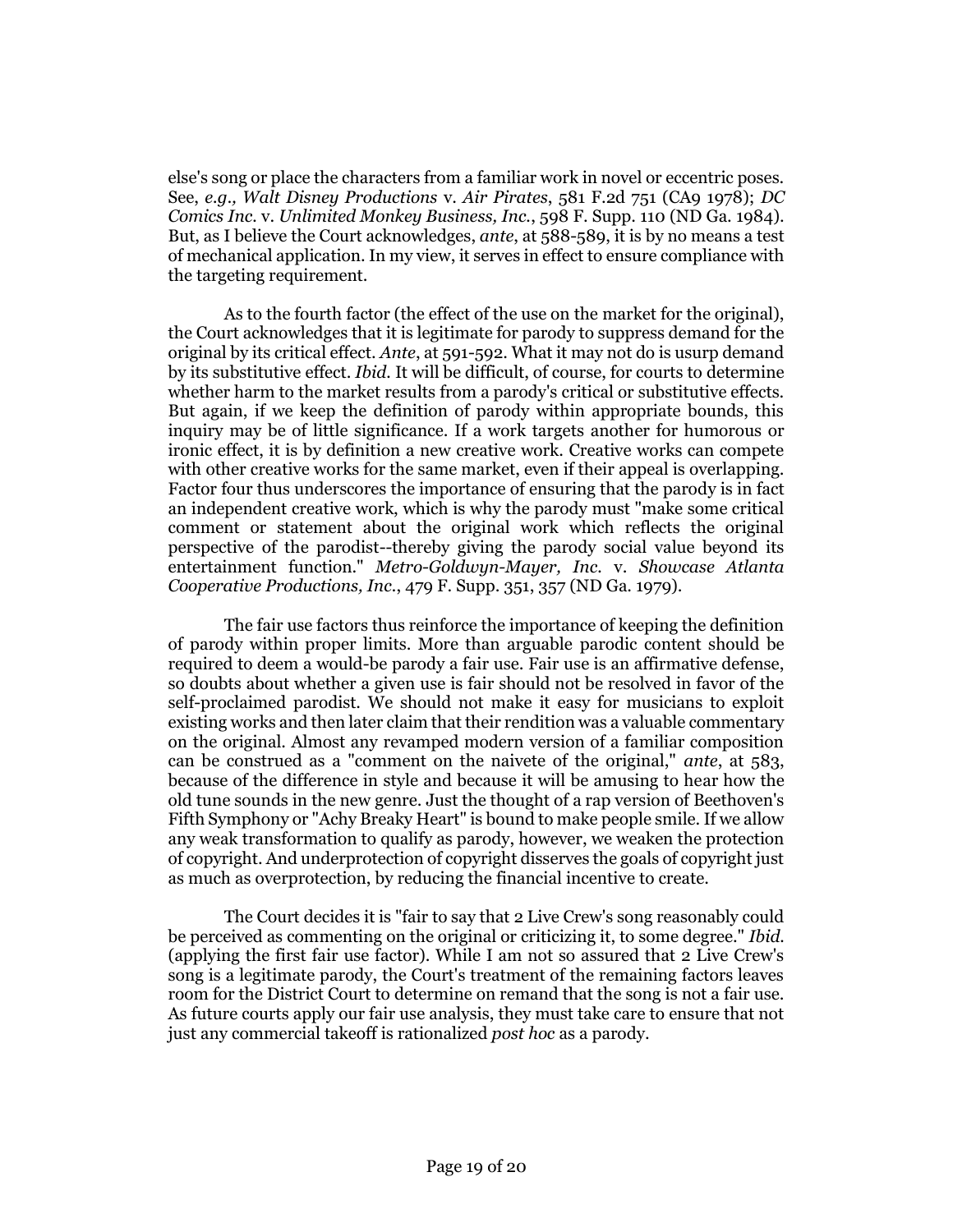else's song or place the characters from a familiar work in novel or eccentric poses. See, *e.g., Walt Disney Productions* v. *Air Pirates*, 581 F.2d 751 (CA9 1978); *DC Comics Inc.* v. *Unlimited Monkey Business, Inc.*, 598 F. Supp. 110 (ND Ga. 1984). But, as I believe the Court acknowledges, *ante*, at 588-589, it is by no means a test of mechanical application. In my view, it serves in effect to ensure compliance with the targeting requirement.

As to the fourth factor (the effect of the use on the market for the original), the Court acknowledges that it is legitimate for parody to suppress demand for the original by its critical effect. *Ante*, at 591-592. What it may not do is usurp demand by its substitutive effect. *Ibid.* It will be difficult, of course, for courts to determine whether harm to the market results from a parody's critical or substitutive effects. But again, if we keep the definition of parody within appropriate bounds, this inquiry may be of little significance. If a work targets another for humorous or ironic effect, it is by definition a new creative work. Creative works can compete with other creative works for the same market, even if their appeal is overlapping. Factor four thus underscores the importance of ensuring that the parody is in fact an independent creative work, which is why the parody must "make some critical comment or statement about the original work which reflects the original perspective of the parodist--thereby giving the parody social value beyond its entertainment function." *Metro-Goldwyn-Mayer, Inc.* v. *Showcase Atlanta Cooperative Productions, Inc.*, 479 F. Supp. 351, 357 (ND Ga. 1979).

The fair use factors thus reinforce the importance of keeping the definition of parody within proper limits. More than arguable parodic content should be required to deem a would-be parody a fair use. Fair use is an affirmative defense, so doubts about whether a given use is fair should not be resolved in favor of the self-proclaimed parodist. We should not make it easy for musicians to exploit existing works and then later claim that their rendition was a valuable commentary on the original. Almost any revamped modern version of a familiar composition can be construed as a "comment on the naivete of the original," *ante*, at 583, because of the difference in style and because it will be amusing to hear how the old tune sounds in the new genre. Just the thought of a rap version of Beethoven's Fifth Symphony or "Achy Breaky Heart" is bound to make people smile. If we allow any weak transformation to qualify as parody, however, we weaken the protection of copyright. And underprotection of copyright disserves the goals of copyright just as much as overprotection, by reducing the financial incentive to create.

The Court decides it is "fair to say that 2 Live Crew's song reasonably could be perceived as commenting on the original or criticizing it, to some degree." *Ibid.* (applying the first fair use factor). While I am not so assured that 2 Live Crew's song is a legitimate parody, the Court's treatment of the remaining factors leaves room for the District Court to determine on remand that the song is not a fair use. As future courts apply our fair use analysis, they must take care to ensure that not just any commercial takeoff is rationalized *post hoc* as a parody.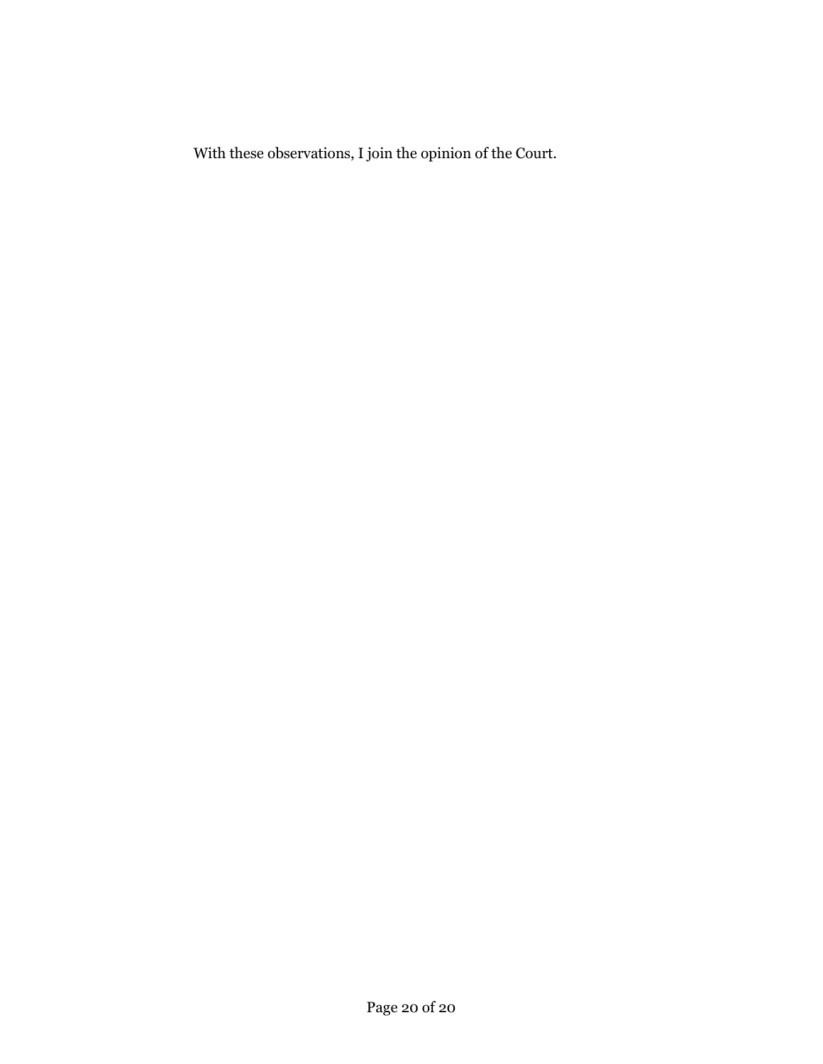With these observations, I join the opinion of the Court.